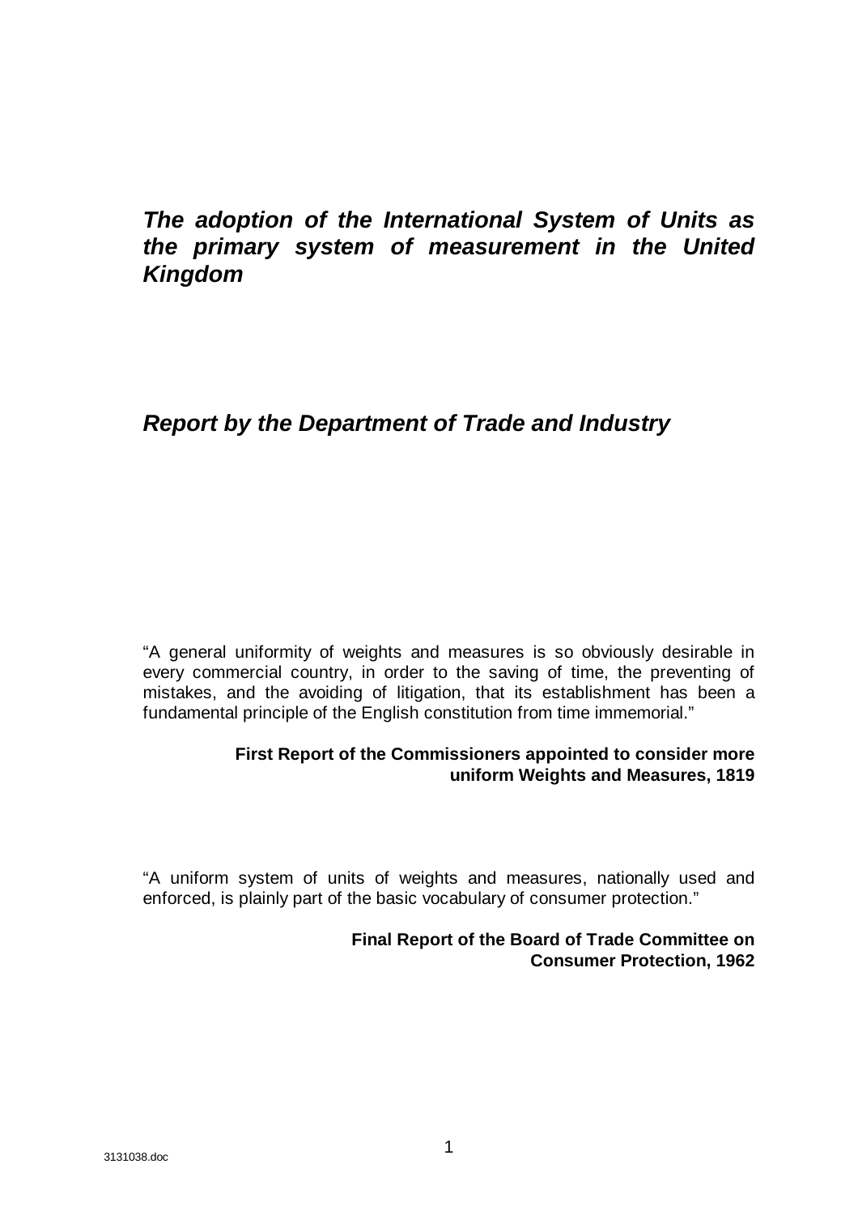# *The adoption of the International System of Units as the primary system of measurement in the United Kingdom*

## *Report by the Department of Trade and Industry*

"A general uniformity of weights and measures is so obviously desirable in every commercial country, in order to the saving of time, the preventing of mistakes, and the avoiding of litigation, that its establishment has been a fundamental principle of the English constitution from time immemorial."

**First Report of the Commissioners appointed to consider more uniform Weights and Measures, 1819**

"A uniform system of units of weights and measures, nationally used and enforced, is plainly part of the basic vocabulary of consumer protection."

**Final Report of the Board of Trade Committee on Consumer Protection, 1962**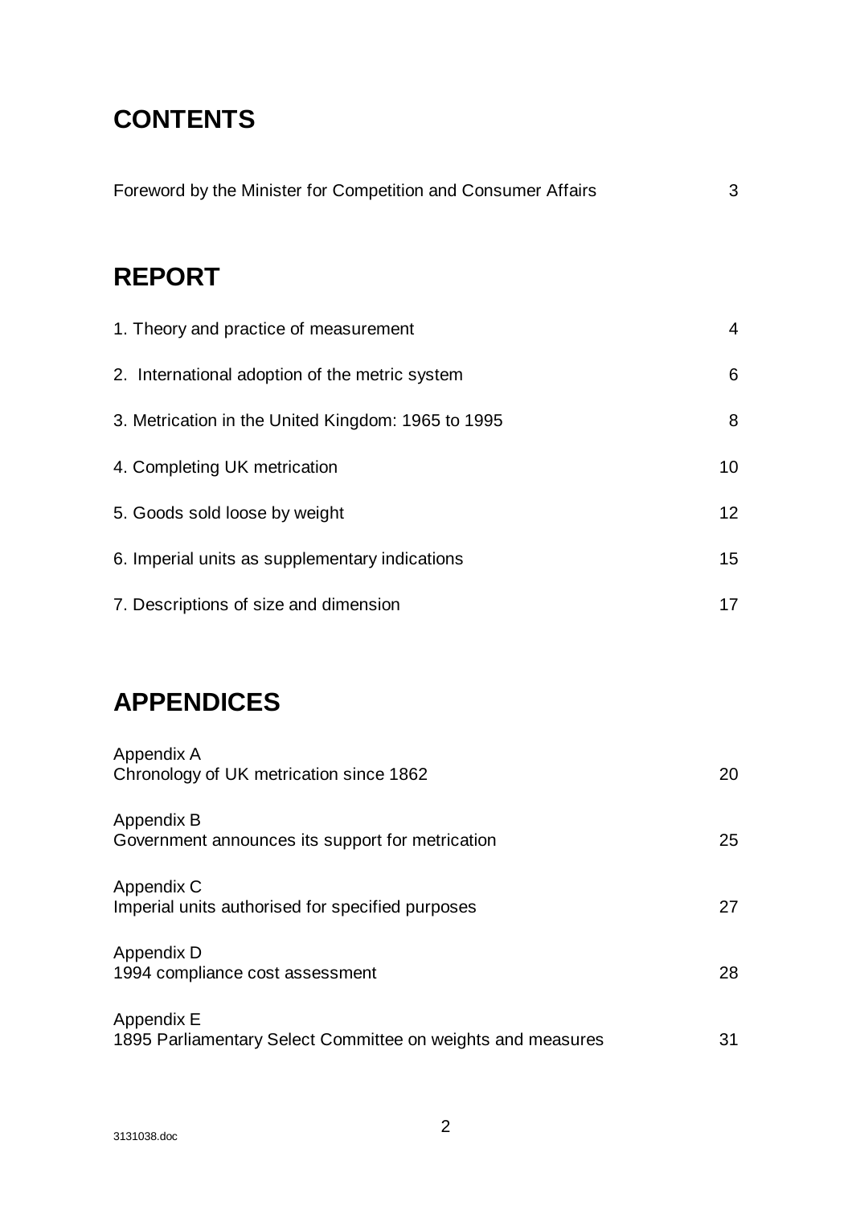# CONTENTS

| | |
|---|---|
| Foreword by the Minister for Competition and Consumer Affairs | 3 |

# REPORT

| | |
|---|---|
| 1. Theory and practice of measurement | 4 |
| 2. International adoption of the metric system | 6 |
| 3. Metrication in the United Kingdom: 1965 to 1995 | 8 |
| 4. Completing UK metrication | 10 |
| 5. Goods sold loose by weight | 12 |
| 6. Imperial units as supplementary indications | 15 |
| 7. Descriptions of size and dimension | 17 |

# APPENDICES

| | |
|---|---|
| Appendix A<br>Chronology of UK metrication since 1862 | 20 |
| Appendix B<br>Government announces its support for metrication | 25 |
| Appendix C<br>Imperial units authorised for specified purposes | 27 |
| Appendix D<br>1994 compliance cost assessment | 28 |
| Appendix E<br>1895 Parliamentary Select Committee on weights and measures | 31 |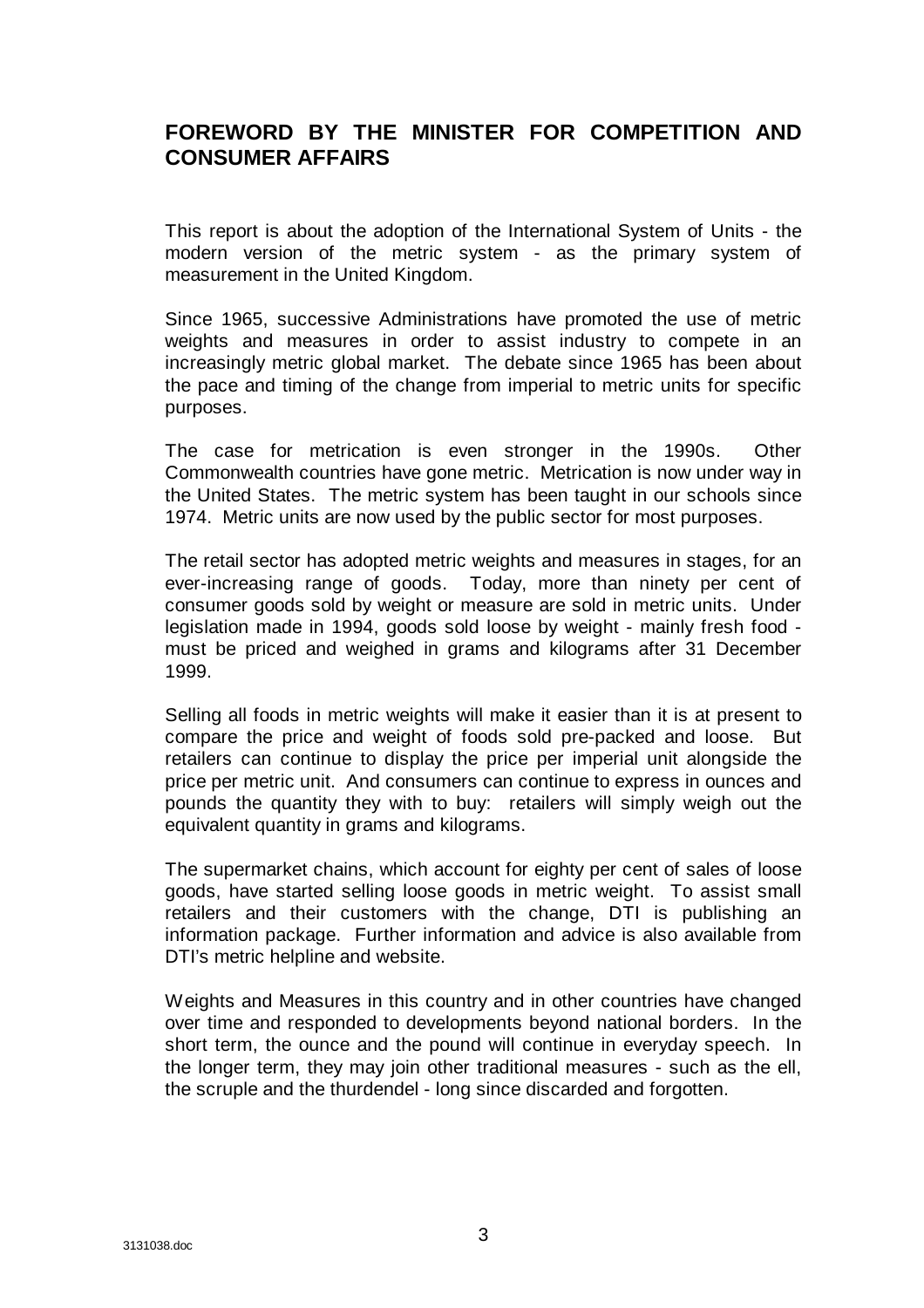## FOREWORD BY THE MINISTER FOR COMPETITION AND CONSUMER AFFAIRS

This report is about the adoption of the International System of Units - the modern version of the metric system - as the primary system of measurement in the United Kingdom.

Since 1965, successive Administrations have promoted the use of metric weights and measures in order to assist industry to compete in an increasingly metric global market. The debate since 1965 has been about the pace and timing of the change from imperial to metric units for specific purposes.

The case for metrication is even stronger in the 1990s. Other Commonwealth countries have gone metric. Metrication is now under way in the United States. The metric system has been taught in our schools since 1974. Metric units are now used by the public sector for most purposes.

The retail sector has adopted metric weights and measures in stages, for an ever-increasing range of goods. Today, more than ninety per cent of consumer goods sold by weight or measure are sold in metric units. Under legislation made in 1994, goods sold loose by weight - mainly fresh food - must be priced and weighed in grams and kilograms after 31 December 1999.

Selling all foods in metric weights will make it easier than it is at present to compare the price and weight of foods sold pre-packed and loose. But retailers can continue to display the price per imperial unit alongside the price per metric unit. And consumers can continue to express in ounces and pounds the quantity they with to buy: retailers will simply weigh out the equivalent quantity in grams and kilograms.

The supermarket chains, which account for eighty per cent of sales of loose goods, have started selling loose goods in metric weight. To assist small retailers and their customers with the change, DTI is publishing an information package. Further information and advice is also available from DTI's metric helpline and website.

Weights and Measures in this country and in other countries have changed over time and responded to developments beyond national borders. In the short term, the ounce and the pound will continue in everyday speech. In the longer term, they may join other traditional measures - such as the ell, the scruple and the thurdendel - long since discarded and forgotten.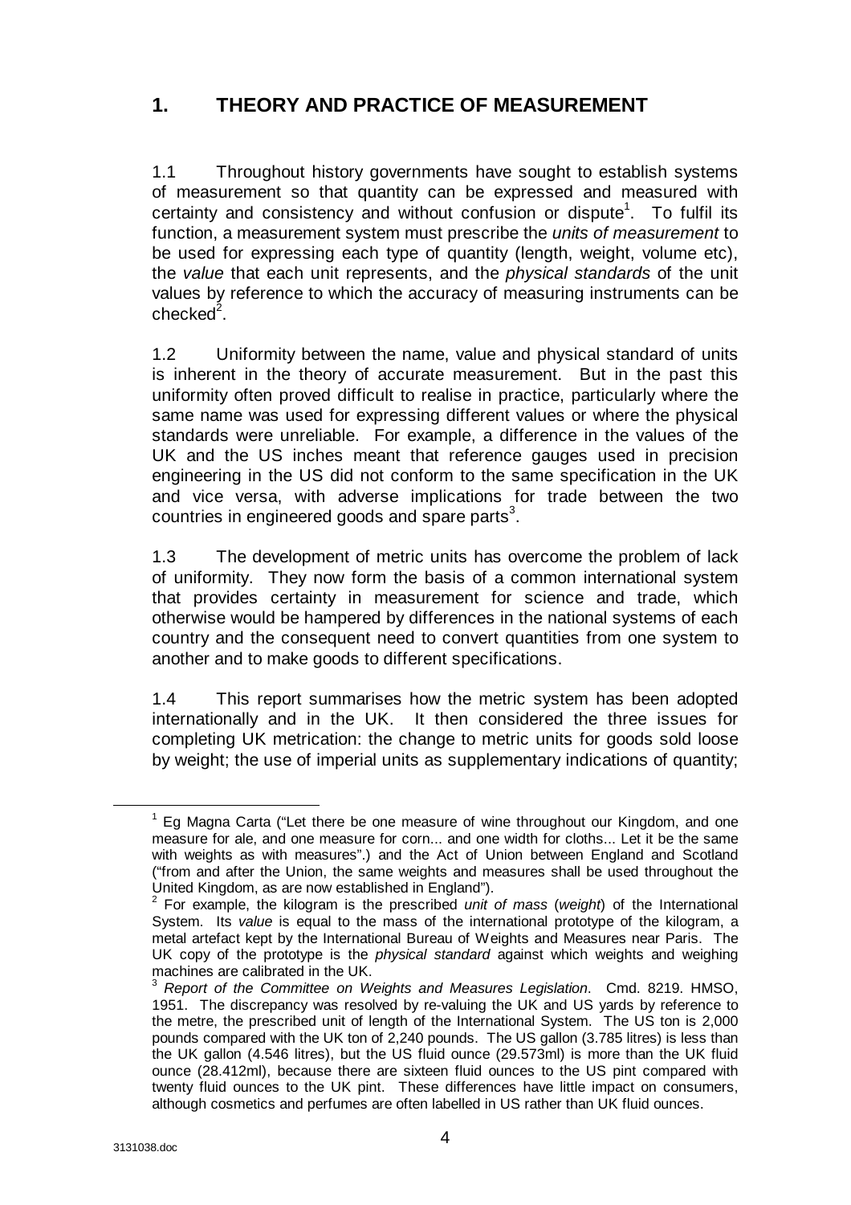## 1. THEORY AND PRACTICE OF MEASUREMENT

1.1 Throughout history governments have sought to establish systems of measurement so that quantity can be expressed and measured with certainty and consistency and without confusion or dispute[1]. To fulfil its function, a measurement system must prescribe the *units of measurement* to be used for expressing each type of quantity (length, weight, volume etc), the *value* that each unit represents, and the *physical standards* of the unit values by reference to which the accuracy of measuring instruments can be checked[2].

1.2 Uniformity between the name, value and physical standard of units is inherent in the theory of accurate measurement. But in the past this uniformity often proved difficult to realise in practice, particularly where the same name was used for expressing different values or where the physical standards were unreliable. For example, a difference in the values of the UK and the US inches meant that reference gauges used in precision engineering in the US did not conform to the same specification in the UK and vice versa, with adverse implications for trade between the two countries in engineered goods and spare parts[3].

1.3 The development of metric units has overcome the problem of lack of uniformity. They now form the basis of a common international system that provides certainty in measurement for science and trade, which otherwise would be hampered by differences in the national systems of each country and the consequent need to convert quantities from one system to another and to make goods to different specifications.

1.4 This report summarises how the metric system has been adopted internationally and in the UK. It then considered the three issues for completing UK metrication: the change to metric units for goods sold loose by weight; the use of imperial units as supplementary indications of quantity;

---

[1] Eg Magna Carta ("Let there be one measure of wine throughout our Kingdom, and one measure for ale, and one measure for corn... and one width for cloths... Let it be the same with weights as with measures".) and the Act of Union between England and Scotland ("from and after the Union, the same weights and measures shall be used throughout the United Kingdom, as are now established in England").

[2] For example, the kilogram is the prescribed *unit of mass* (*weight*) of the International System. Its *value* is equal to the mass of the international prototype of the kilogram, a metal artefact kept by the International Bureau of Weights and Measures near Paris. The UK copy of the prototype is the *physical standard* against which weights and weighing machines are calibrated in the UK.

[3] *Report of the Committee on Weights and Measures Legislation*. Cmd. 8219. HMSO, 1951. The discrepancy was resolved by re-valuing the UK and US yards by reference to the metre, the prescribed unit of length of the International System. The US ton is 2,000 pounds compared with the UK ton of 2,240 pounds. The US gallon (3.785 litres) is less than the UK gallon (4.546 litres), but the US fluid ounce (29.573ml) is more than the UK fluid ounce (28.412ml), because there are sixteen fluid ounces to the US pint compared with twenty fluid ounces to the UK pint. These differences have little impact on consumers, although cosmetics and perfumes are often labelled in US rather than UK fluid ounces.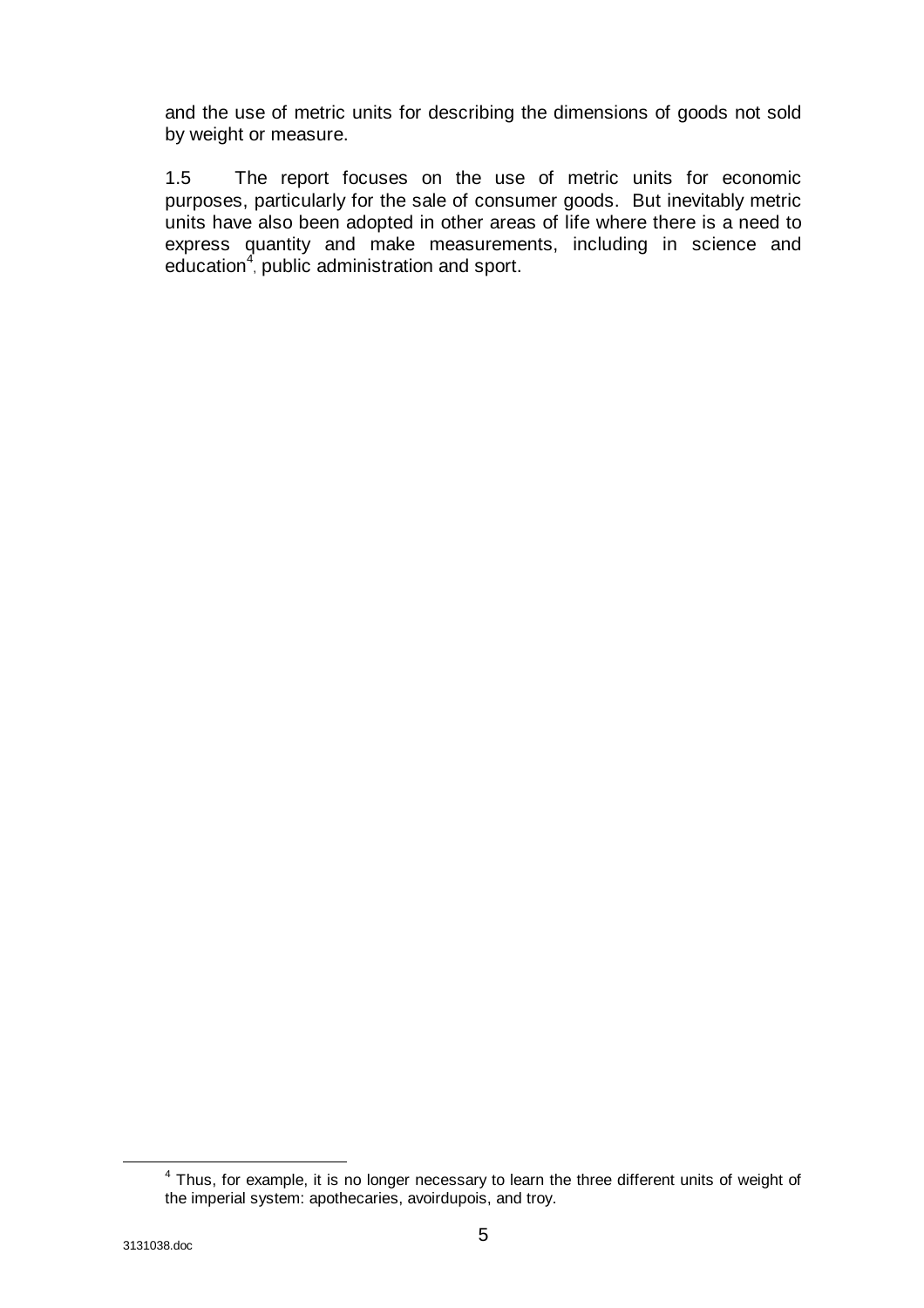and the use of metric units for describing the dimensions of goods not sold by weight or measure.

1.5 The report focuses on the use of metric units for economic purposes, particularly for the sale of consumer goods. But inevitably metric units have also been adopted in other areas of life where there is a need to express quantity and make measurements, including in science and education[4], public administration and sport.

---

[4] Thus, for example, it is no longer necessary to learn the three different units of weight of the imperial system: apothecaries, avoirdupois, and troy.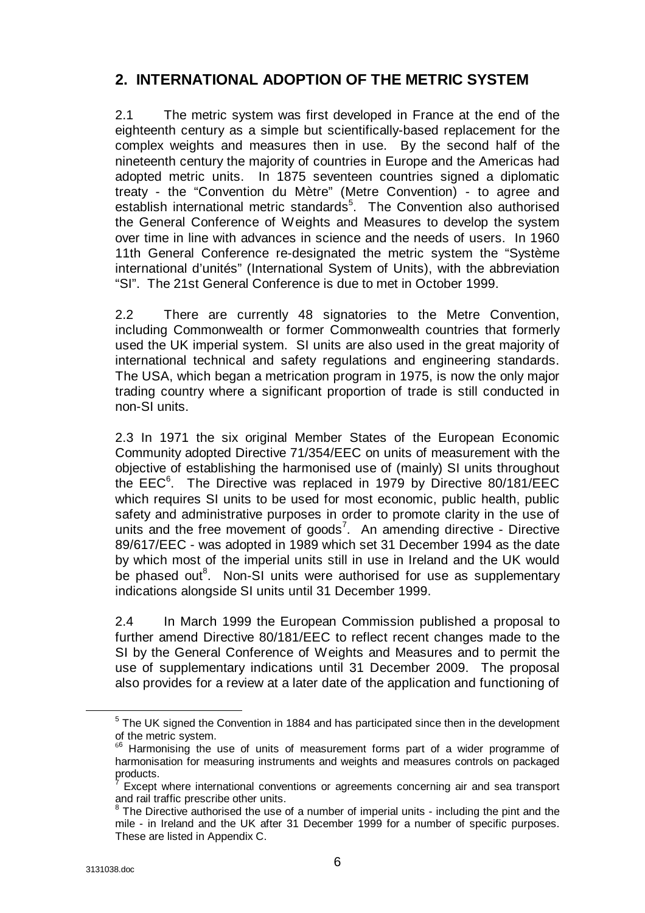## 2. INTERNATIONAL ADOPTION OF THE METRIC SYSTEM

2.1 The metric system was first developed in France at the end of the eighteenth century as a simple but scientifically-based replacement for the complex weights and measures then in use. By the second half of the nineteenth century the majority of countries in Europe and the Americas had adopted metric units. In 1875 seventeen countries signed a diplomatic treaty - the "Convention du Mètre" (Metre Convention) - to agree and establish international metric standards[5]. The Convention also authorised the General Conference of Weights and Measures to develop the system over time in line with advances in science and the needs of users. In 1960 11th General Conference re-designated the metric system the "Système international d'unités" (International System of Units), with the abbreviation "SI". The 21st General Conference is due to met in October 1999.

2.2 There are currently 48 signatories to the Metre Convention, including Commonwealth or former Commonwealth countries that formerly used the UK imperial system. SI units are also used in the great majority of international technical and safety regulations and engineering standards. The USA, which began a metrication program in 1975, is now the only major trading country where a significant proportion of trade is still conducted in non-SI units.

2.3 In 1971 the six original Member States of the European Economic Community adopted Directive 71/354/EEC on units of measurement with the objective of establishing the harmonised use of (mainly) SI units throughout the EEC[6]. The Directive was replaced in 1979 by Directive 80/181/EEC which requires SI units to be used for most economic, public health, public safety and administrative purposes in order to promote clarity in the use of units and the free movement of goods[7]. An amending directive - Directive 89/617/EEC - was adopted in 1989 which set 31 December 1994 as the date by which most of the imperial units still in use in Ireland and the UK would be phased out[8]. Non-SI units were authorised for use as supplementary indications alongside SI units until 31 December 1999.

2.4 In March 1999 the European Commission published a proposal to further amend Directive 80/181/EEC to reflect recent changes made to the SI by the General Conference of Weights and Measures and to permit the use of supplementary indications until 31 December 2009. The proposal also provides for a review at a later date of the application and functioning of

---

[5] The UK signed the Convention in 1884 and has participated since then in the development of the metric system.

[6] Harmonising the use of units of measurement forms part of a wider programme of harmonisation for measuring instruments and weights and measures controls on packaged products.

[7] Except where international conventions or agreements concerning air and sea transport and rail traffic prescribe other units.

[8] The Directive authorised the use of a number of imperial units - including the pint and the mile - in Ireland and the UK after 31 December 1999 for a number of specific purposes. These are listed in Appendix C.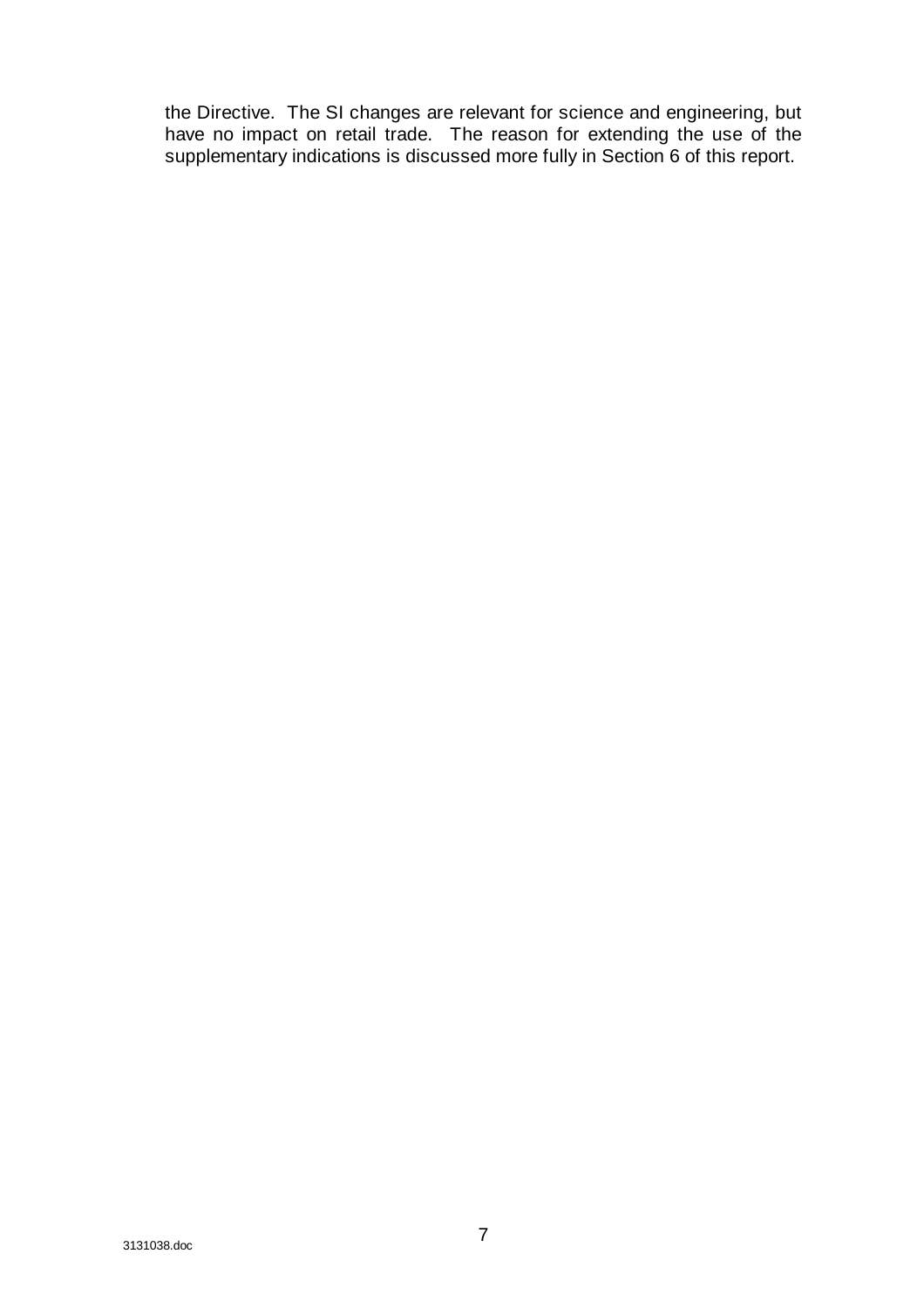the Directive. The SI changes are relevant for science and engineering, but have no impact on retail trade. The reason for extending the use of the supplementary indications is discussed more fully in Section 6 of this report.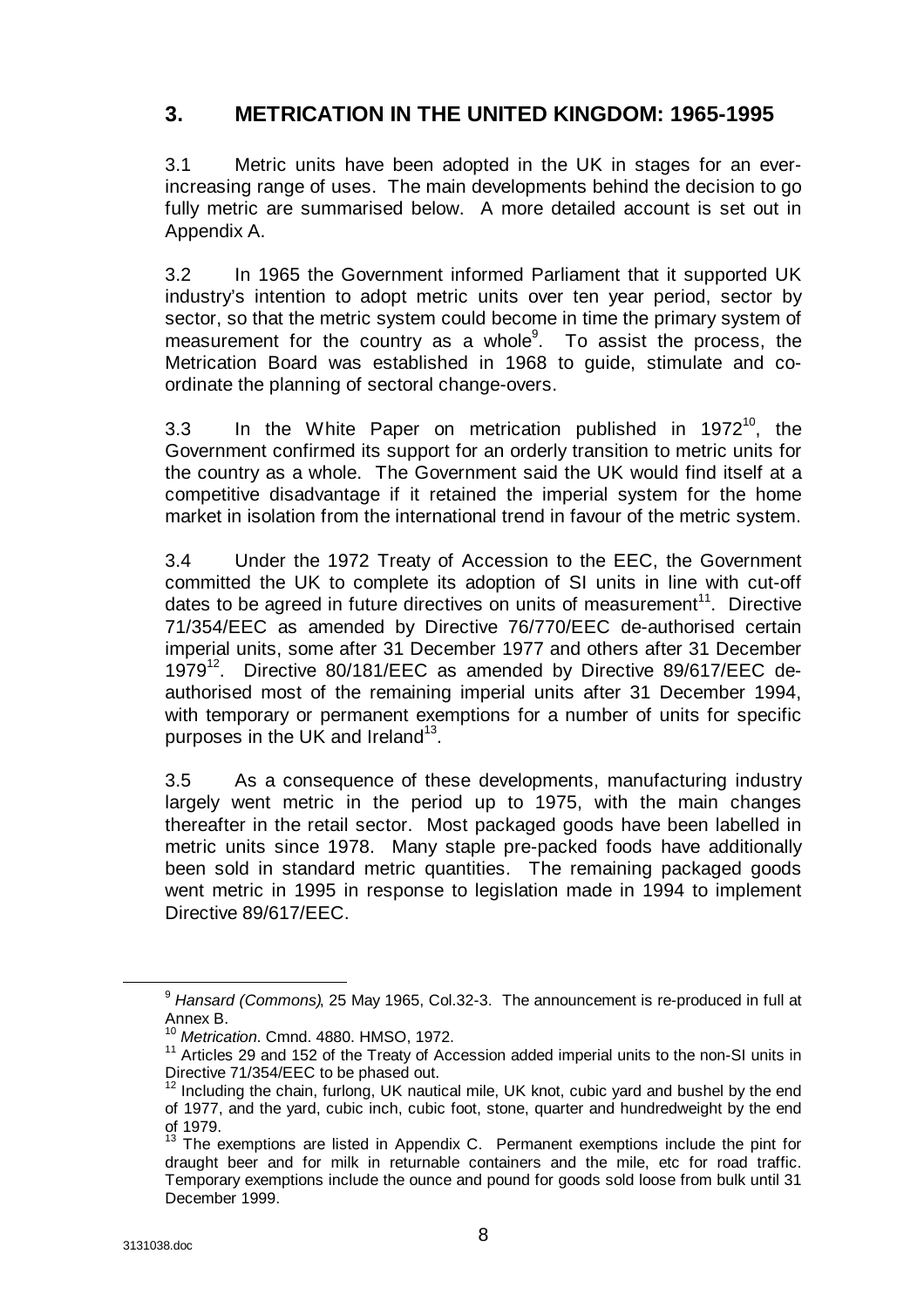## 3. METRICATION IN THE UNITED KINGDOM: 1965-1995

3.1 Metric units have been adopted in the UK in stages for an ever-increasing range of uses. The main developments behind the decision to go fully metric are summarised below. A more detailed account is set out in Appendix A.

3.2 In 1965 the Government informed Parliament that it supported UK industry's intention to adopt metric units over ten year period, sector by sector, so that the metric system could become in time the primary system of measurement for the country as a whole[9]. To assist the process, the Metrication Board was established in 1968 to guide, stimulate and co-ordinate the planning of sectoral change-overs.

3.3 In the White Paper on metrication published in 1972[10], the Government confirmed its support for an orderly transition to metric units for the country as a whole. The Government said the UK would find itself at a competitive disadvantage if it retained the imperial system for the home market in isolation from the international trend in favour of the metric system.

3.4 Under the 1972 Treaty of Accession to the EEC, the Government committed the UK to complete its adoption of SI units in line with cut-off dates to be agreed in future directives on units of measurement[11]. Directive 71/354/EEC as amended by Directive 76/770/EEC de-authorised certain imperial units, some after 31 December 1977 and others after 31 December 1979[12]. Directive 80/181/EEC as amended by Directive 89/617/EEC de-authorised most of the remaining imperial units after 31 December 1994, with temporary or permanent exemptions for a number of units for specific purposes in the UK and Ireland[13].

3.5 As a consequence of these developments, manufacturing industry largely went metric in the period up to 1975, with the main changes thereafter in the retail sector. Most packaged goods have been labelled in metric units since 1978. Many staple pre-packed foods have additionally been sold in standard metric quantities. The remaining packaged goods went metric in 1995 in response to legislation made in 1994 to implement Directive 89/617/EEC.

---

[9] *Hansard (Commons)*, 25 May 1965, Col.32-3. The announcement is re-produced in full at Annex B.

[10] *Metrication*. Cmnd. 4880. HMSO, 1972.

[11] Articles 29 and 152 of the Treaty of Accession added imperial units to the non-SI units in Directive 71/354/EEC to be phased out.

[12] Including the chain, furlong, UK nautical mile, UK knot, cubic yard and bushel by the end of 1977, and the yard, cubic inch, cubic foot, stone, quarter and hundredweight by the end of 1979.

[13] The exemptions are listed in Appendix C. Permanent exemptions include the pint for draught beer and for milk in returnable containers and the mile, etc for road traffic. Temporary exemptions include the ounce and pound for goods sold loose from bulk until 31 December 1999.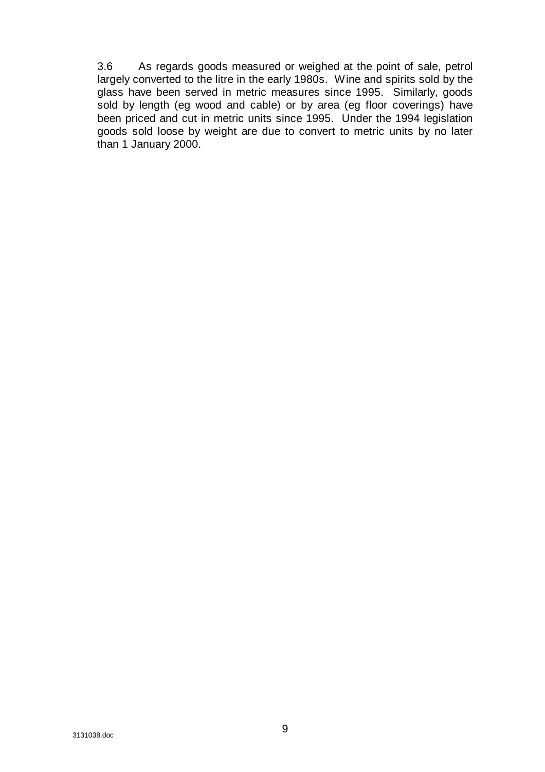3.6 As regards goods measured or weighed at the point of sale, petrol largely converted to the litre in the early 1980s. Wine and spirits sold by the glass have been served in metric measures since 1995. Similarly, goods sold by length (eg wood and cable) or by area (eg floor coverings) have been priced and cut in metric units since 1995. Under the 1994 legislation goods sold loose by weight are due to convert to metric units by no later than 1 January 2000.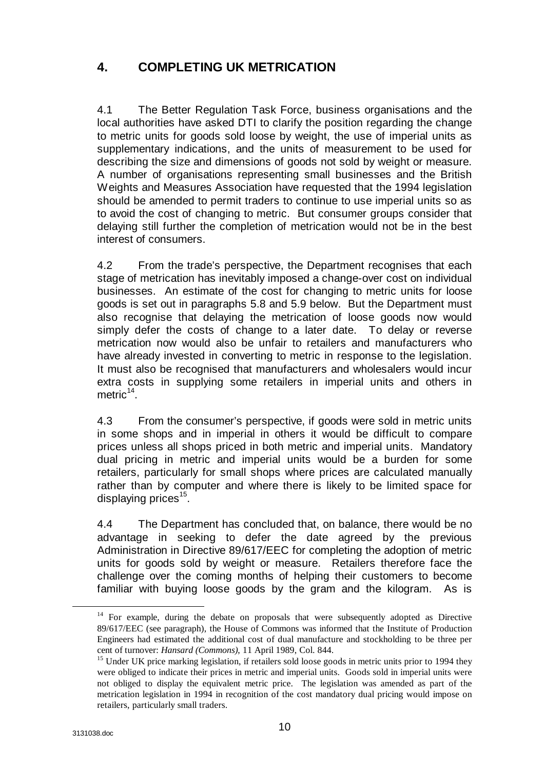## 4. COMPLETING UK METRICATION

4.1 The Better Regulation Task Force, business organisations and the local authorities have asked DTI to clarify the position regarding the change to metric units for goods sold loose by weight, the use of imperial units as supplementary indications, and the units of measurement to be used for describing the size and dimensions of goods not sold by weight or measure. A number of organisations representing small businesses and the British Weights and Measures Association have requested that the 1994 legislation should be amended to permit traders to continue to use imperial units so as to avoid the cost of changing to metric. But consumer groups consider that delaying still further the completion of metrication would not be in the best interest of consumers.

4.2 From the trade's perspective, the Department recognises that each stage of metrication has inevitably imposed a change-over cost on individual businesses. An estimate of the cost for changing to metric units for loose goods is set out in paragraphs 5.8 and 5.9 below. But the Department must also recognise that delaying the metrication of loose goods now would simply defer the costs of change to a later date. To delay or reverse metrication now would also be unfair to retailers and manufacturers who have already invested in converting to metric in response to the legislation. It must also be recognised that manufacturers and wholesalers would incur extra costs in supplying some retailers in imperial units and others in metric[14].

4.3 From the consumer's perspective, if goods were sold in metric units in some shops and in imperial in others it would be difficult to compare prices unless all shops priced in both metric and imperial units. Mandatory dual pricing in metric and imperial units would be a burden for some retailers, particularly for small shops where prices are calculated manually rather than by computer and where there is likely to be limited space for displaying prices[15].

4.4 The Department has concluded that, on balance, there would be no advantage in seeking to defer the date agreed by the previous Administration in Directive 89/617/EEC for completing the adoption of metric units for goods sold by weight or measure. Retailers therefore face the challenge over the coming months of helping their customers to become familiar with buying loose goods by the gram and the kilogram. As is

---

[14] For example, during the debate on proposals that were subsequently adopted as Directive 89/617/EEC (see paragraph), the House of Commons was informed that the Institute of Production Engineers had estimated the additional cost of dual manufacture and stockholding to be three per cent of turnover: *Hansard (Commons)*, 11 April 1989, Col. 844.

[15] Under UK price marking legislation, if retailers sold loose goods in metric units prior to 1994 they were obliged to indicate their prices in metric and imperial units. Goods sold in imperial units were not obliged to display the equivalent metric price. The legislation was amended as part of the metrication legislation in 1994 in recognition of the cost mandatory dual pricing would impose on retailers, particularly small traders.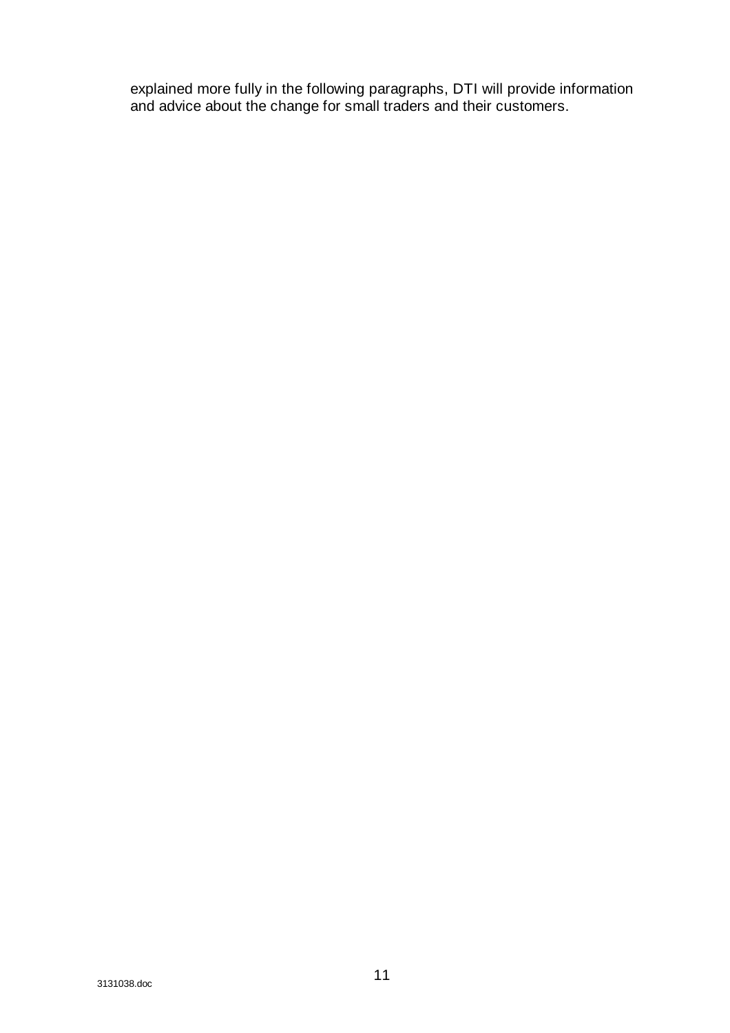explained more fully in the following paragraphs, DTI will provide information and advice about the change for small traders and their customers.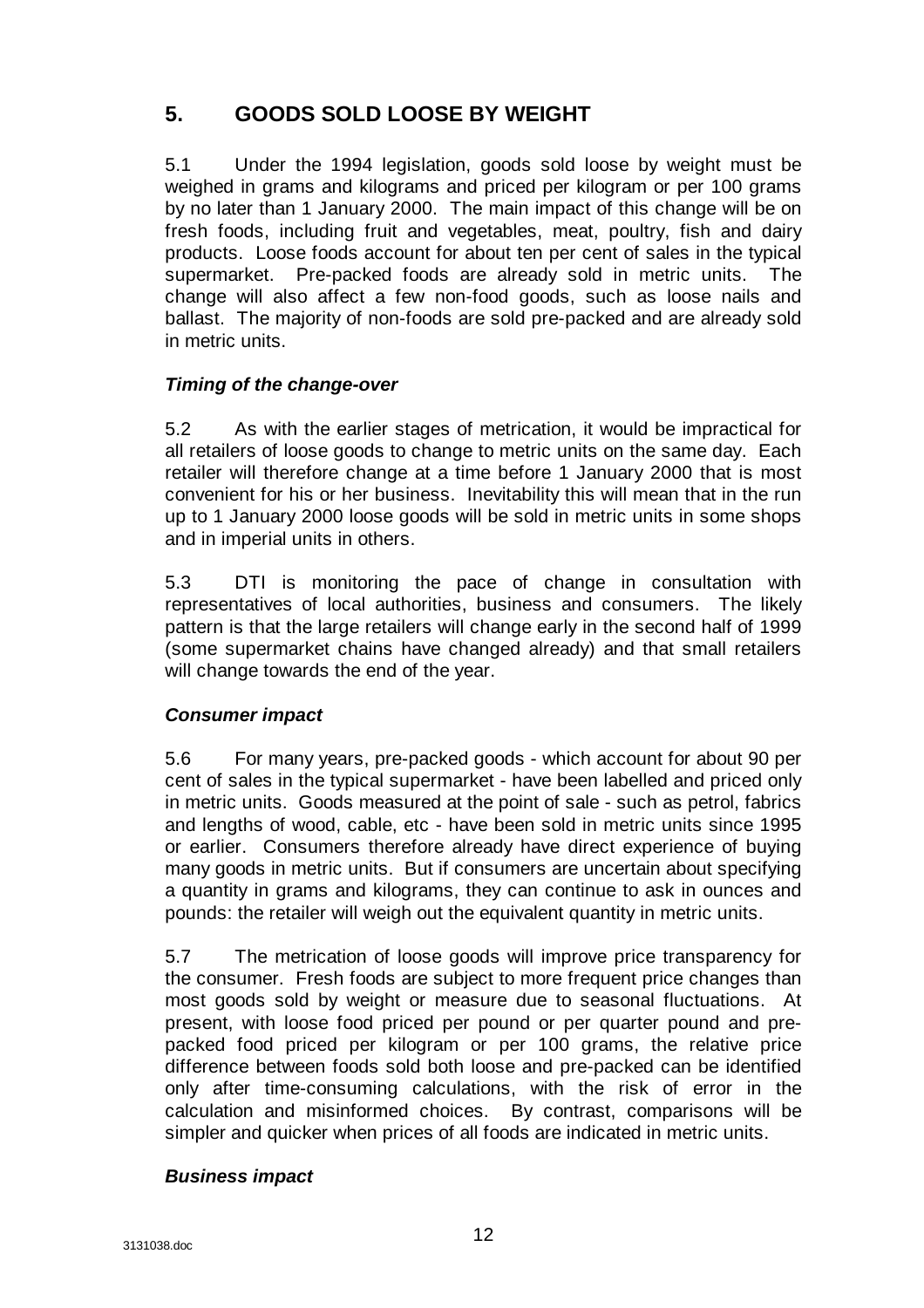## 5. GOODS SOLD LOOSE BY WEIGHT

5.1 Under the 1994 legislation, goods sold loose by weight must be weighed in grams and kilograms and priced per kilogram or per 100 grams by no later than 1 January 2000. The main impact of this change will be on fresh foods, including fruit and vegetables, meat, poultry, fish and dairy products. Loose foods account for about ten per cent of sales in the typical supermarket. Pre-packed foods are already sold in metric units. The change will also affect a few non-food goods, such as loose nails and ballast. The majority of non-foods are sold pre-packed and are already sold in metric units.

### *Timing of the change-over*

5.2 As with the earlier stages of metrication, it would be impractical for all retailers of loose goods to change to metric units on the same day. Each retailer will therefore change at a time before 1 January 2000 that is most convenient for his or her business. Inevitability this will mean that in the run up to 1 January 2000 loose goods will be sold in metric units in some shops and in imperial units in others.

5.3 DTI is monitoring the pace of change in consultation with representatives of local authorities, business and consumers. The likely pattern is that the large retailers will change early in the second half of 1999 (some supermarket chains have changed already) and that small retailers will change towards the end of the year.

### *Consumer impact*

5.6 For many years, pre-packed goods - which account for about 90 per cent of sales in the typical supermarket - have been labelled and priced only in metric units. Goods measured at the point of sale - such as petrol, fabrics and lengths of wood, cable, etc - have been sold in metric units since 1995 or earlier. Consumers therefore already have direct experience of buying many goods in metric units. But if consumers are uncertain about specifying a quantity in grams and kilograms, they can continue to ask in ounces and pounds: the retailer will weigh out the equivalent quantity in metric units.

5.7 The metrication of loose goods will improve price transparency for the consumer. Fresh foods are subject to more frequent price changes than most goods sold by weight or measure due to seasonal fluctuations. At present, with loose food priced per pound or per quarter pound and pre-packed food priced per kilogram or per 100 grams, the relative price difference between foods sold both loose and pre-packed can be identified only after time-consuming calculations, with the risk of error in the calculation and misinformed choices. By contrast, comparisons will be simpler and quicker when prices of all foods are indicated in metric units.

### *Business impact*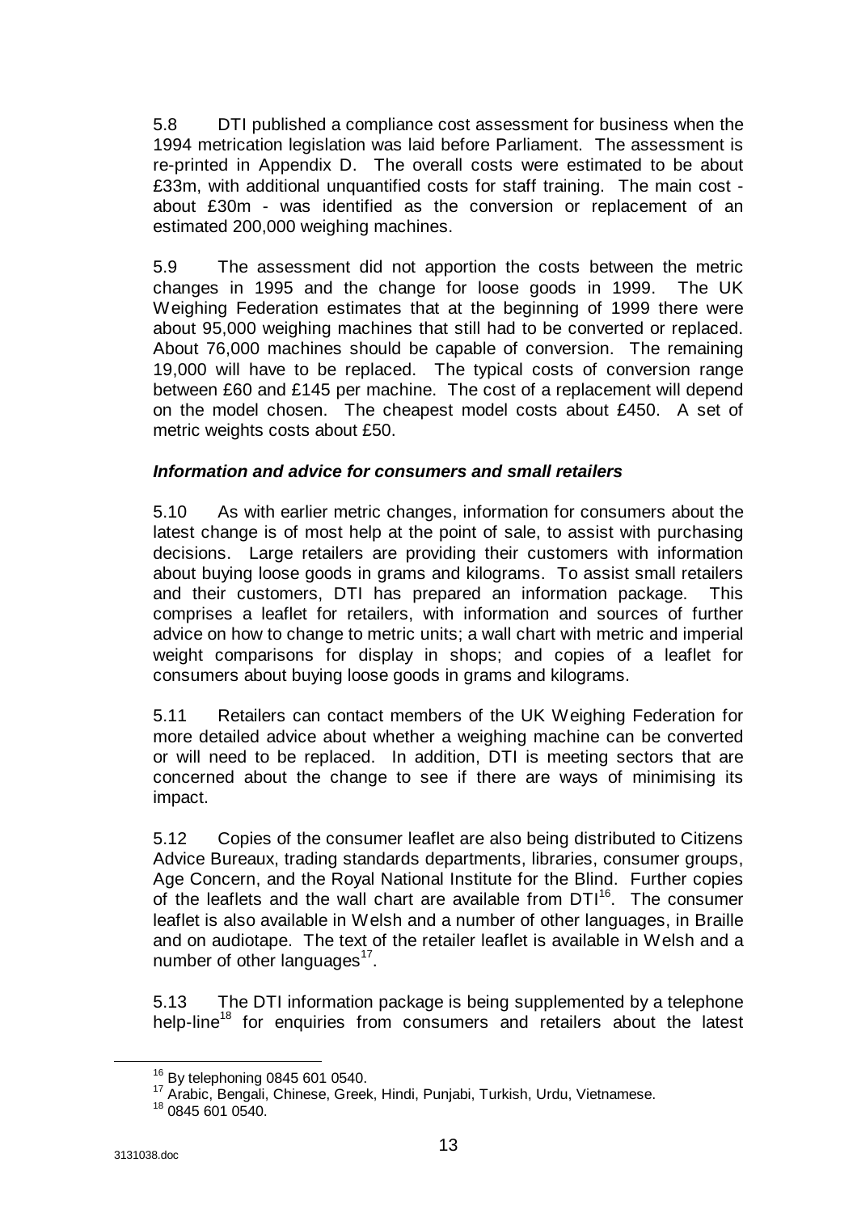5.8 DTI published a compliance cost assessment for business when the 1994 metrication legislation was laid before Parliament. The assessment is re-printed in Appendix D. The overall costs were estimated to be about £33m, with additional unquantified costs for staff training. The main cost - about £30m - was identified as the conversion or replacement of an estimated 200,000 weighing machines.

5.9 The assessment did not apportion the costs between the metric changes in 1995 and the change for loose goods in 1999. The UK Weighing Federation estimates that at the beginning of 1999 there were about 95,000 weighing machines that still had to be converted or replaced. About 76,000 machines should be capable of conversion. The remaining 19,000 will have to be replaced. The typical costs of conversion range between £60 and £145 per machine. The cost of a replacement will depend on the model chosen. The cheapest model costs about £450. A set of metric weights costs about £50.

### *Information and advice for consumers and small retailers*

5.10 As with earlier metric changes, information for consumers about the latest change is of most help at the point of sale, to assist with purchasing decisions. Large retailers are providing their customers with information about buying loose goods in grams and kilograms. To assist small retailers and their customers, DTI has prepared an information package. This comprises a leaflet for retailers, with information and sources of further advice on how to change to metric units; a wall chart with metric and imperial weight comparisons for display in shops; and copies of a leaflet for consumers about buying loose goods in grams and kilograms.

5.11 Retailers can contact members of the UK Weighing Federation for more detailed advice about whether a weighing machine can be converted or will need to be replaced. In addition, DTI is meeting sectors that are concerned about the change to see if there are ways of minimising its impact.

5.12 Copies of the consumer leaflet are also being distributed to Citizens Advice Bureaux, trading standards departments, libraries, consumer groups, Age Concern, and the Royal National Institute for the Blind. Further copies of the leaflets and the wall chart are available from DTI[16]. The consumer leaflet is also available in Welsh and a number of other languages, in Braille and on audiotape. The text of the retailer leaflet is available in Welsh and a number of other languages[17].

5.13 The DTI information package is being supplemented by a telephone help-line[18] for enquiries from consumers and retailers about the latest

---

[16] By telephoning 0845 601 0540.

[17] Arabic, Bengali, Chinese, Greek, Hindi, Punjabi, Turkish, Urdu, Vietnamese.

[18] 0845 601 0540.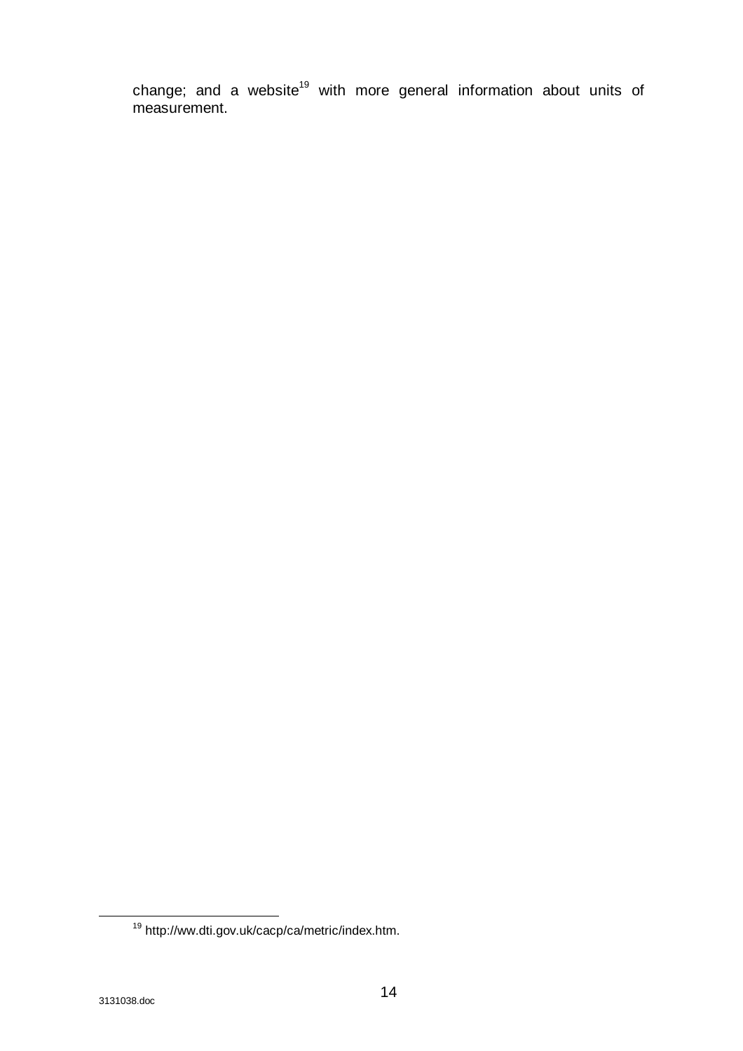change; and a website[19] with more general information about units of measurement.

[19] http://ww.dti.gov.uk/cacp/ca/metric/index.htm.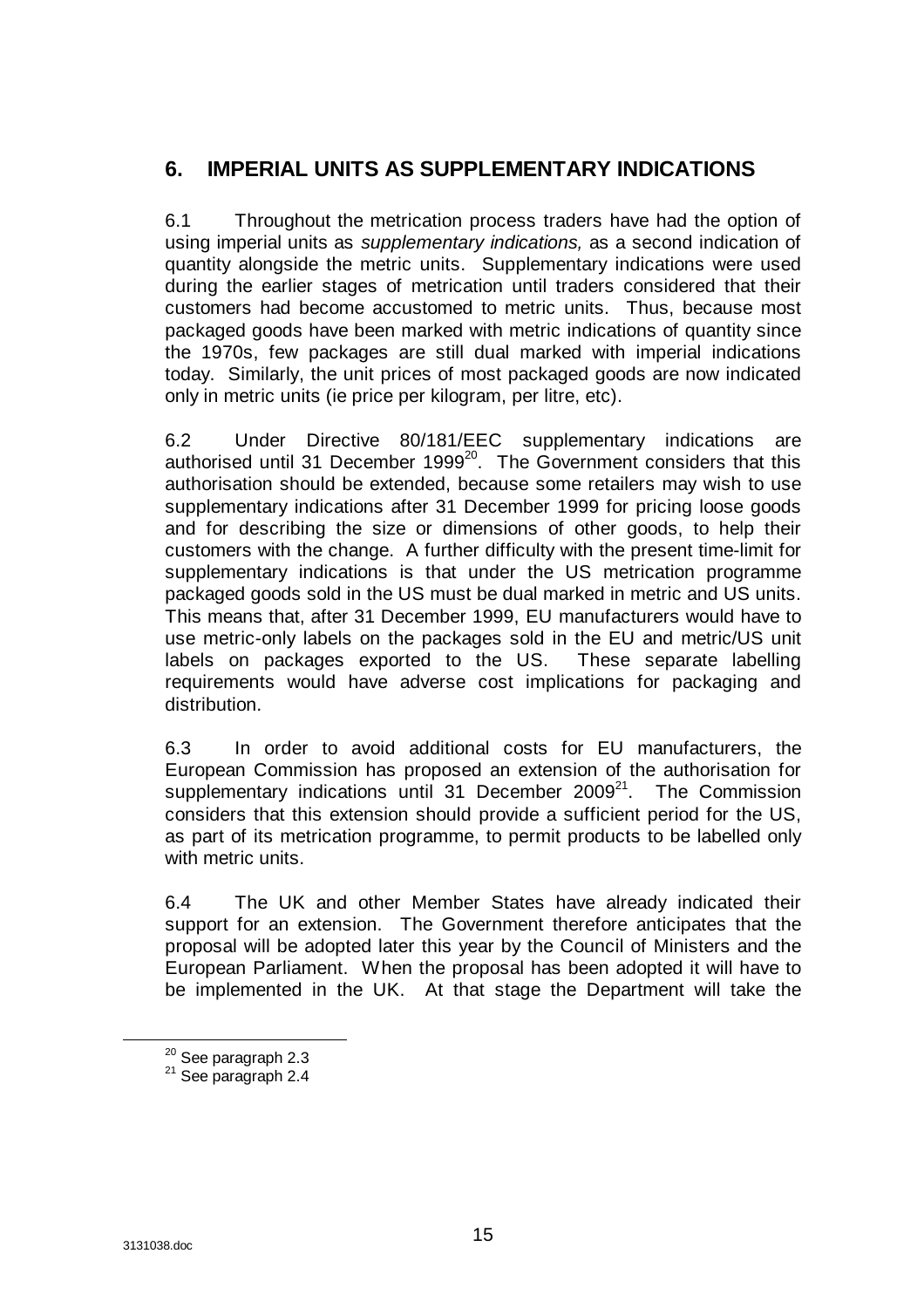## 6. IMPERIAL UNITS AS SUPPLEMENTARY INDICATIONS

6.1 Throughout the metrication process traders have had the option of using imperial units as *supplementary indications,* as a second indication of quantity alongside the metric units. Supplementary indications were used during the earlier stages of metrication until traders considered that their customers had become accustomed to metric units. Thus, because most packaged goods have been marked with metric indications of quantity since the 1970s, few packages are still dual marked with imperial indications today. Similarly, the unit prices of most packaged goods are now indicated only in metric units (ie price per kilogram, per litre, etc).

6.2 Under Directive 80/181/EEC supplementary indications are authorised until 31 December 1999[20]. The Government considers that this authorisation should be extended, because some retailers may wish to use supplementary indications after 31 December 1999 for pricing loose goods and for describing the size or dimensions of other goods, to help their customers with the change. A further difficulty with the present time-limit for supplementary indications is that under the US metrication programme packaged goods sold in the US must be dual marked in metric and US units. This means that, after 31 December 1999, EU manufacturers would have to use metric-only labels on the packages sold in the EU and metric/US unit labels on packages exported to the US. These separate labelling requirements would have adverse cost implications for packaging and distribution.

6.3 In order to avoid additional costs for EU manufacturers, the European Commission has proposed an extension of the authorisation for supplementary indications until 31 December 2009[21]. The Commission considers that this extension should provide a sufficient period for the US, as part of its metrication programme, to permit products to be labelled only with metric units.

6.4 The UK and other Member States have already indicated their support for an extension. The Government therefore anticipates that the proposal will be adopted later this year by the Council of Ministers and the European Parliament. When the proposal has been adopted it will have to be implemented in the UK. At that stage the Department will take the

[20] See paragraph 2.3

[21] See paragraph 2.4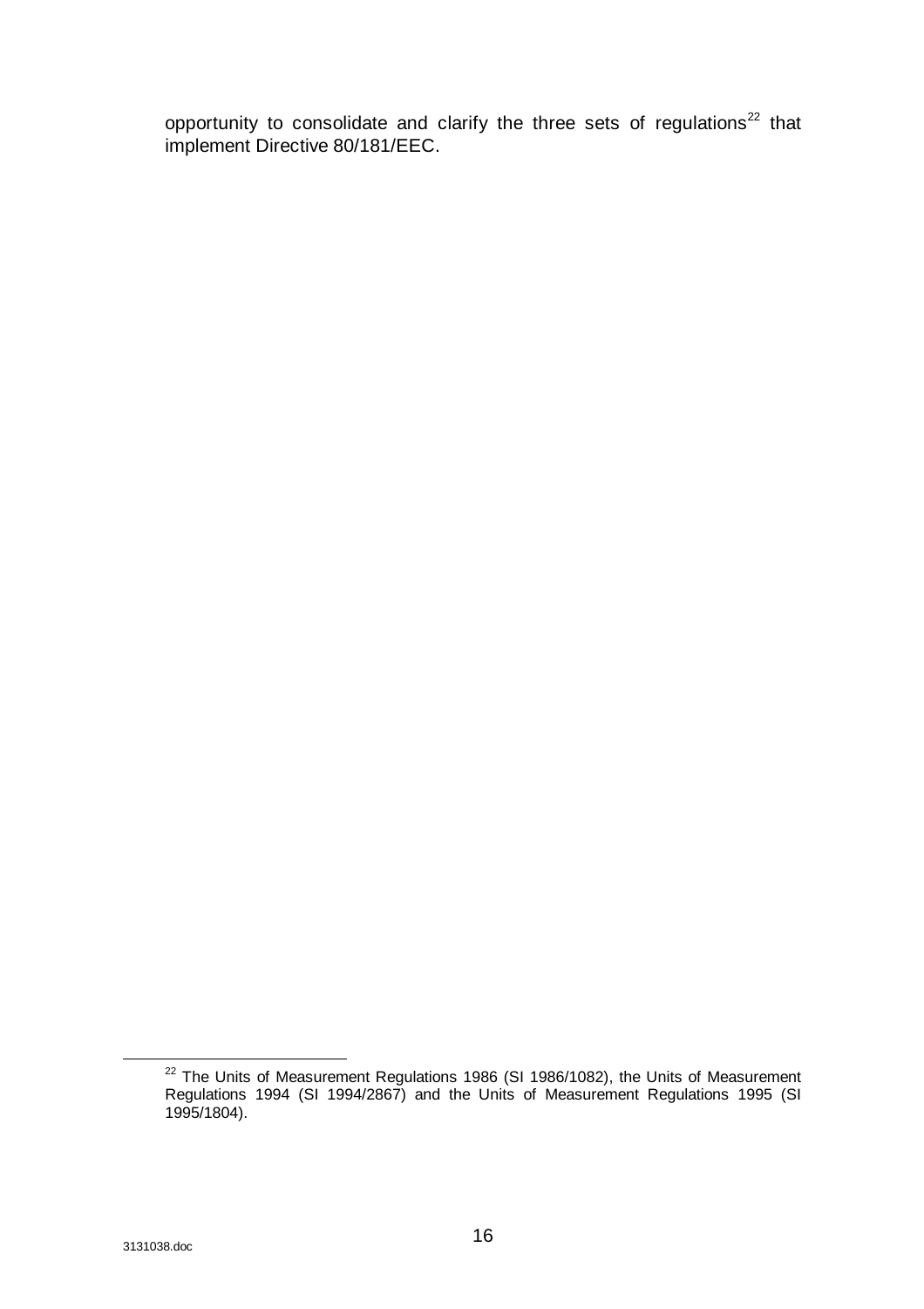opportunity to consolidate and clarify the three sets of regulations[22] that implement Directive 80/181/EEC.

[22] The Units of Measurement Regulations 1986 (SI 1986/1082), the Units of Measurement Regulations 1994 (SI 1994/2867) and the Units of Measurement Regulations 1995 (SI 1995/1804).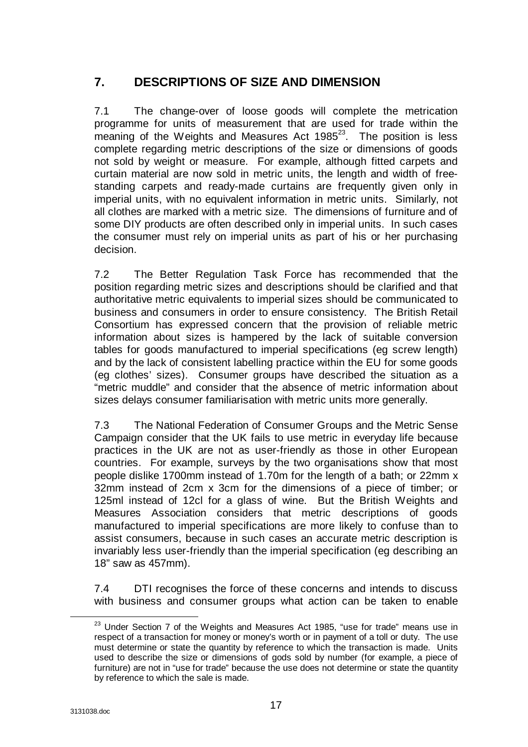## 7. DESCRIPTIONS OF SIZE AND DIMENSION

7.1 The change-over of loose goods will complete the metrication programme for units of measurement that are used for trade within the meaning of the Weights and Measures Act 1985[23]. The position is less complete regarding metric descriptions of the size or dimensions of goods not sold by weight or measure. For example, although fitted carpets and curtain material are now sold in metric units, the length and width of free-standing carpets and ready-made curtains are frequently given only in imperial units, with no equivalent information in metric units. Similarly, not all clothes are marked with a metric size. The dimensions of furniture and of some DIY products are often described only in imperial units. In such cases the consumer must rely on imperial units as part of his or her purchasing decision.

7.2 The Better Regulation Task Force has recommended that the position regarding metric sizes and descriptions should be clarified and that authoritative metric equivalents to imperial sizes should be communicated to business and consumers in order to ensure consistency. The British Retail Consortium has expressed concern that the provision of reliable metric information about sizes is hampered by the lack of suitable conversion tables for goods manufactured to imperial specifications (eg screw length) and by the lack of consistent labelling practice within the EU for some goods (eg clothes' sizes). Consumer groups have described the situation as a "metric muddle" and consider that the absence of metric information about sizes delays consumer familiarisation with metric units more generally.

7.3 The National Federation of Consumer Groups and the Metric Sense Campaign consider that the UK fails to use metric in everyday life because practices in the UK are not as user-friendly as those in other European countries. For example, surveys by the two organisations show that most people dislike 1700mm instead of 1.70m for the length of a bath; or 22mm x 32mm instead of 2cm x 3cm for the dimensions of a piece of timber; or 125ml instead of 12cl for a glass of wine. But the British Weights and Measures Association considers that metric descriptions of goods manufactured to imperial specifications are more likely to confuse than to assist consumers, because in such cases an accurate metric description is invariably less user-friendly than the imperial specification (eg describing an 18" saw as 457mm).

7.4 DTI recognises the force of these concerns and intends to discuss with business and consumer groups what action can be taken to enable

---

[23] Under Section 7 of the Weights and Measures Act 1985, "use for trade" means use in respect of a transaction for money or money's worth or in payment of a toll or duty. The use must determine or state the quantity by reference to which the transaction is made. Units used to describe the size or dimensions of gods sold by number (for example, a piece of furniture) are not in "use for trade" because the use does not determine or state the quantity by reference to which the sale is made.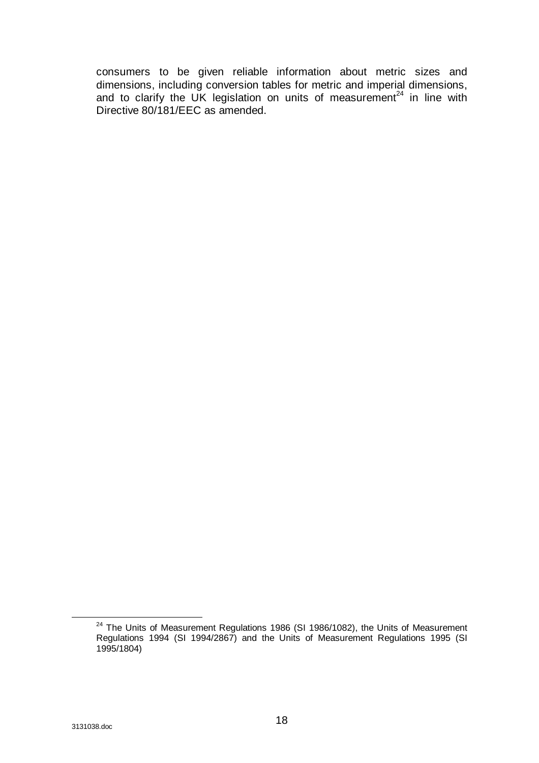consumers to be given reliable information about metric sizes and dimensions, including conversion tables for metric and imperial dimensions, and to clarify the UK legislation on units of measurement[24] in line with Directive 80/181/EEC as amended.

[24] The Units of Measurement Regulations 1986 (SI 1986/1082), the Units of Measurement Regulations 1994 (SI 1994/2867) and the Units of Measurement Regulations 1995 (SI 1995/1804)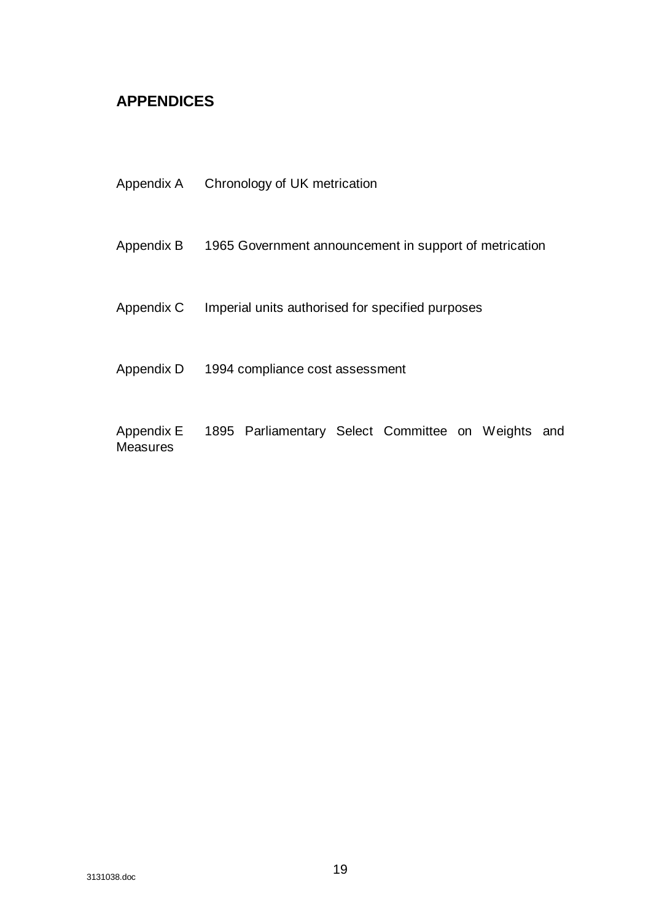## APPENDICES

Appendix A Chronology of UK metrication

Appendix B 1965 Government announcement in support of metrication

Appendix C Imperial units authorised for specified purposes

Appendix D 1994 compliance cost assessment

Appendix E 1895 Parliamentary Select Committee on Weights and Measures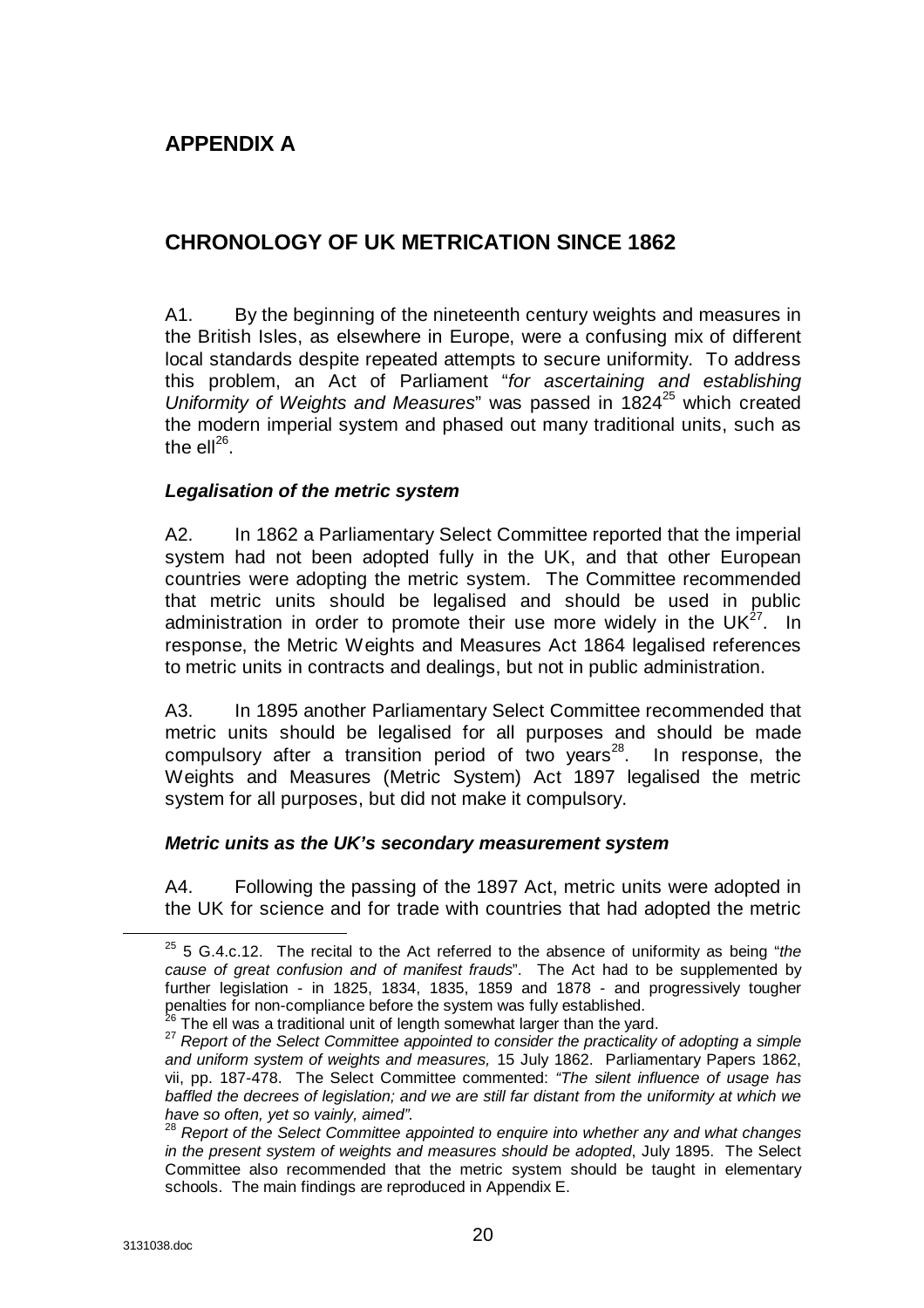# APPENDIX A

## CHRONOLOGY OF UK METRICATION SINCE 1862

A1. By the beginning of the nineteenth century weights and measures in the British Isles, as elsewhere in Europe, were a confusing mix of different local standards despite repeated attempts to secure uniformity. To address this problem, an Act of Parliament "*for ascertaining and establishing Uniformity of Weights and Measures*" was passed in 1824[25] which created the modern imperial system and phased out many traditional units, such as the ell[26].

### *Legalisation of the metric system*

A2. In 1862 a Parliamentary Select Committee reported that the imperial system had not been adopted fully in the UK, and that other European countries were adopting the metric system. The Committee recommended that metric units should be legalised and should be used in public administration in order to promote their use more widely in the UK[27]. In response, the Metric Weights and Measures Act 1864 legalised references to metric units in contracts and dealings, but not in public administration.

A3. In 1895 another Parliamentary Select Committee recommended that metric units should be legalised for all purposes and should be made compulsory after a transition period of two years[28]. In response, the Weights and Measures (Metric System) Act 1897 legalised the metric system for all purposes, but did not make it compulsory.

### *Metric units as the UK's secondary measurement system*

A4. Following the passing of the 1897 Act, metric units were adopted in the UK for science and for trade with countries that had adopted the metric

---

[25] 5 G.4.c.12. The recital to the Act referred to the absence of uniformity as being "*the cause of great confusion and of manifest frauds*". The Act had to be supplemented by further legislation - in 1825, 1834, 1835, 1859 and 1878 - and progressively tougher penalties for non-compliance before the system was fully established.

[26] The ell was a traditional unit of length somewhat larger than the yard.

[27] *Report of the Select Committee appointed to consider the practicality of adopting a simple and uniform system of weights and measures,* 15 July 1862. Parliamentary Papers 1862, vii, pp. 187-478. The Select Committee commented: *"The silent influence of usage has baffled the decrees of legislation; and we are still far distant from the uniformity at which we have so often, yet so vainly, aimed".*

[28] *Report of the Select Committee appointed to enquire into whether any and what changes in the present system of weights and measures should be adopted*, July 1895. The Select Committee also recommended that the metric system should be taught in elementary schools. The main findings are reproduced in Appendix E.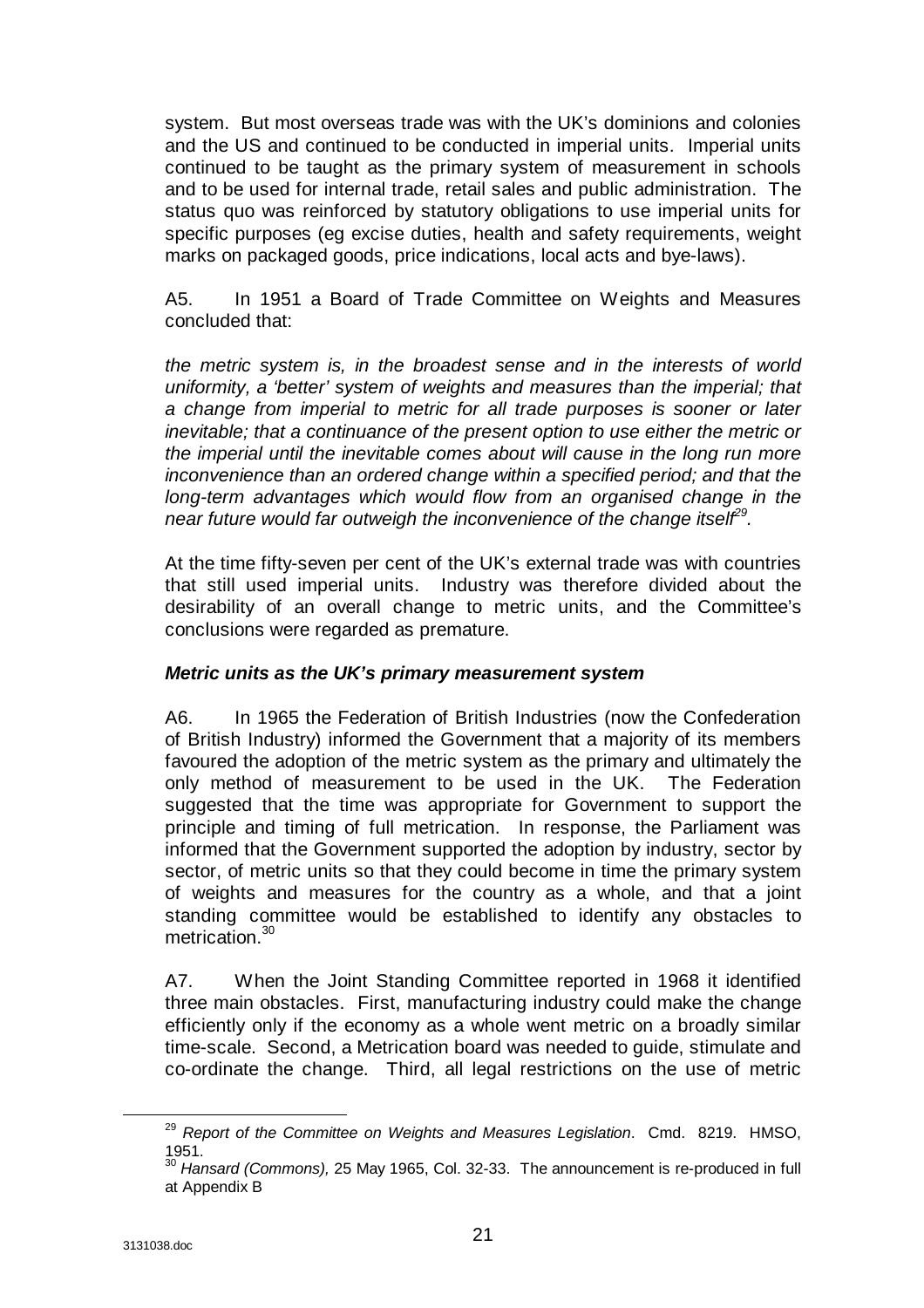system. But most overseas trade was with the UK's dominions and colonies and the US and continued to be conducted in imperial units. Imperial units continued to be taught as the primary system of measurement in schools and to be used for internal trade, retail sales and public administration. The status quo was reinforced by statutory obligations to use imperial units for specific purposes (eg excise duties, health and safety requirements, weight marks on packaged goods, price indications, local acts and bye-laws).

A5. In 1951 a Board of Trade Committee on Weights and Measures concluded that:

*the metric system is, in the broadest sense and in the interests of world uniformity, a 'better' system of weights and measures than the imperial; that a change from imperial to metric for all trade purposes is sooner or later inevitable; that a continuance of the present option to use either the metric or the imperial until the inevitable comes about will cause in the long run more inconvenience than an ordered change within a specified period; and that the long-term advantages which would flow from an organised change in the near future would far outweigh the inconvenience of the change itself*[29].

At the time fifty-seven per cent of the UK's external trade was with countries that still used imperial units. Industry was therefore divided about the desirability of an overall change to metric units, and the Committee's conclusions were regarded as premature.

### *Metric units as the UK's primary measurement system*

A6. In 1965 the Federation of British Industries (now the Confederation of British Industry) informed the Government that a majority of its members favoured the adoption of the metric system as the primary and ultimately the only method of measurement to be used in the UK. The Federation suggested that the time was appropriate for Government to support the principle and timing of full metrication. In response, the Parliament was informed that the Government supported the adoption by industry, sector by sector, of metric units so that they could become in time the primary system of weights and measures for the country as a whole, and that a joint standing committee would be established to identify any obstacles to metrication.[30]

A7. When the Joint Standing Committee reported in 1968 it identified three main obstacles. First, manufacturing industry could make the change efficiently only if the economy as a whole went metric on a broadly similar time-scale. Second, a Metrication board was needed to guide, stimulate and co-ordinate the change. Third, all legal restrictions on the use of metric

---

[29] *Report of the Committee on Weights and Measures Legislation*. Cmd. 8219. HMSO, 1951.

[30] *Hansard (Commons),* 25 May 1965, Col. 32-33. The announcement is re-produced in full at Appendix B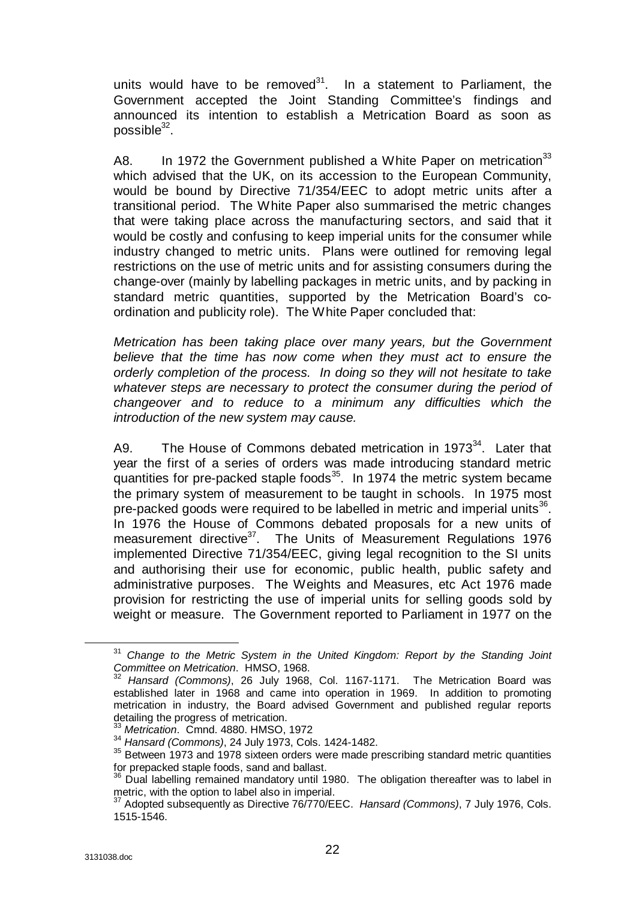units would have to be removed[31]. In a statement to Parliament, the Government accepted the Joint Standing Committee's findings and announced its intention to establish a Metrication Board as soon as possible[32].

A8. In 1972 the Government published a White Paper on metrication[33] which advised that the UK, on its accession to the European Community, would be bound by Directive 71/354/EEC to adopt metric units after a transitional period. The White Paper also summarised the metric changes that were taking place across the manufacturing sectors, and said that it would be costly and confusing to keep imperial units for the consumer while industry changed to metric units. Plans were outlined for removing legal restrictions on the use of metric units and for assisting consumers during the change-over (mainly by labelling packages in metric units, and by packing in standard metric quantities, supported by the Metrication Board's co-ordination and publicity role). The White Paper concluded that:

*Metrication has been taking place over many years, but the Government believe that the time has now come when they must act to ensure the orderly completion of the process. In doing so they will not hesitate to take whatever steps are necessary to protect the consumer during the period of changeover and to reduce to a minimum any difficulties which the introduction of the new system may cause.*

A9. The House of Commons debated metrication in 1973[34]. Later that year the first of a series of orders was made introducing standard metric quantities for pre-packed staple foods[35]. In 1974 the metric system became the primary system of measurement to be taught in schools. In 1975 most pre-packed goods were required to be labelled in metric and imperial units[36]. In 1976 the House of Commons debated proposals for a new units of measurement directive[37]. The Units of Measurement Regulations 1976 implemented Directive 71/354/EEC, giving legal recognition to the SI units and authorising their use for economic, public health, public safety and administrative purposes. The Weights and Measures, etc Act 1976 made provision for restricting the use of imperial units for selling goods sold by weight or measure. The Government reported to Parliament in 1977 on the

---

[31] *Change to the Metric System in the United Kingdom: Report by the Standing Joint Committee on Metrication*. HMSO, 1968.

[32] *Hansard (Commons)*, 26 July 1968, Col. 1167-1171. The Metrication Board was established later in 1968 and came into operation in 1969. In addition to promoting metrication in industry, the Board advised Government and published regular reports detailing the progress of metrication.

[33] *Metrication*. Cmnd. 4880. HMSO, 1972

[34] *Hansard (Commons)*, 24 July 1973, Cols. 1424-1482.

[35] Between 1973 and 1978 sixteen orders were made prescribing standard metric quantities for prepacked staple foods, sand and ballast.

[36] Dual labelling remained mandatory until 1980. The obligation thereafter was to label in metric, with the option to label also in imperial.

[37] Adopted subsequently as Directive 76/770/EEC. *Hansard (Commons)*, 7 July 1976, Cols. 1515-1546.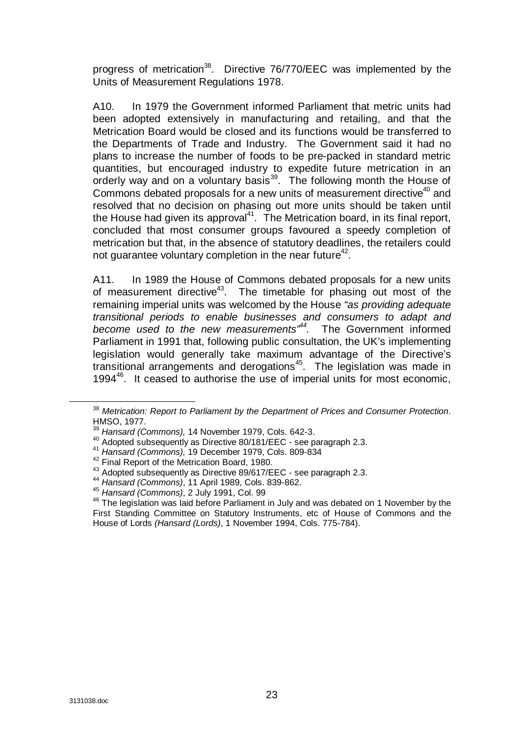progress of metrication[38]. Directive 76/770/EEC was implemented by the Units of Measurement Regulations 1978.

A10. In 1979 the Government informed Parliament that metric units had been adopted extensively in manufacturing and retailing, and that the Metrication Board would be closed and its functions would be transferred to the Departments of Trade and Industry. The Government said it had no plans to increase the number of foods to be pre-packed in standard metric quantities, but encouraged industry to expedite future metrication in an orderly way and on a voluntary basis[39]. The following month the House of Commons debated proposals for a new units of measurement directive[40] and resolved that no decision on phasing out more units should be taken until the House had given its approval[41]. The Metrication board, in its final report, concluded that most consumer groups favoured a speedy completion of metrication but that, in the absence of statutory deadlines, the retailers could not guarantee voluntary completion in the near future[42].

A11. In 1989 the House of Commons debated proposals for a new units of measurement directive[43]. The timetable for phasing out most of the remaining imperial units was welcomed by the House *"as providing adequate transitional periods to enable businesses and consumers to adapt and become used to the new measurements"*[44]. The Government informed Parliament in 1991 that, following public consultation, the UK's implementing legislation would generally take maximum advantage of the Directive's transitional arrangements and derogations[45]. The legislation was made in 1994[46]. It ceased to authorise the use of imperial units for most economic,

---

[38] *Metrication: Report to Parliament by the Department of Prices and Consumer Protection*. HMSO, 1977.

[39] *Hansard (Commons),* 14 November 1979, Cols. 642-3.

[40] Adopted subsequently as Directive 80/181/EEC - see paragraph 2.3.

[41] *Hansard (Commons),* 19 December 1979, Cols. 809-834

[42] Final Report of the Metrication Board, 1980.

[43] Adopted subsequently as Directive 89/617/EEC - see paragraph 2.3.

[44] *Hansard (Commons)*, 11 April 1989, Cols. 839-862.

[45] *Hansard (Commons)*, 2 July 1991, Col. 99

[46] The legislation was laid before Parliament in July and was debated on 1 November by the First Standing Committee on Statutory Instruments, etc of House of Commons and the House of Lords *(Hansard (Lords)*, 1 November 1994, Cols. 775-784).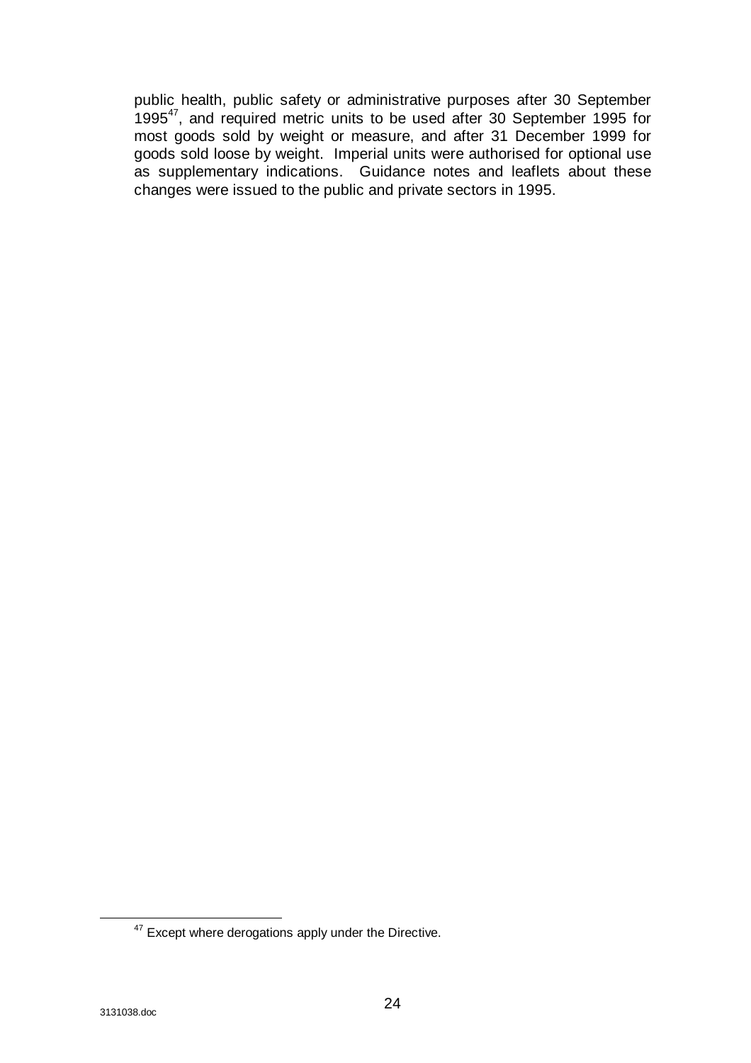public health, public safety or administrative purposes after 30 September 1995[47], and required metric units to be used after 30 September 1995 for most goods sold by weight or measure, and after 31 December 1999 for goods sold loose by weight. Imperial units were authorised for optional use as supplementary indications. Guidance notes and leaflets about these changes were issued to the public and private sectors in 1995.

---

[47] Except where derogations apply under the Directive.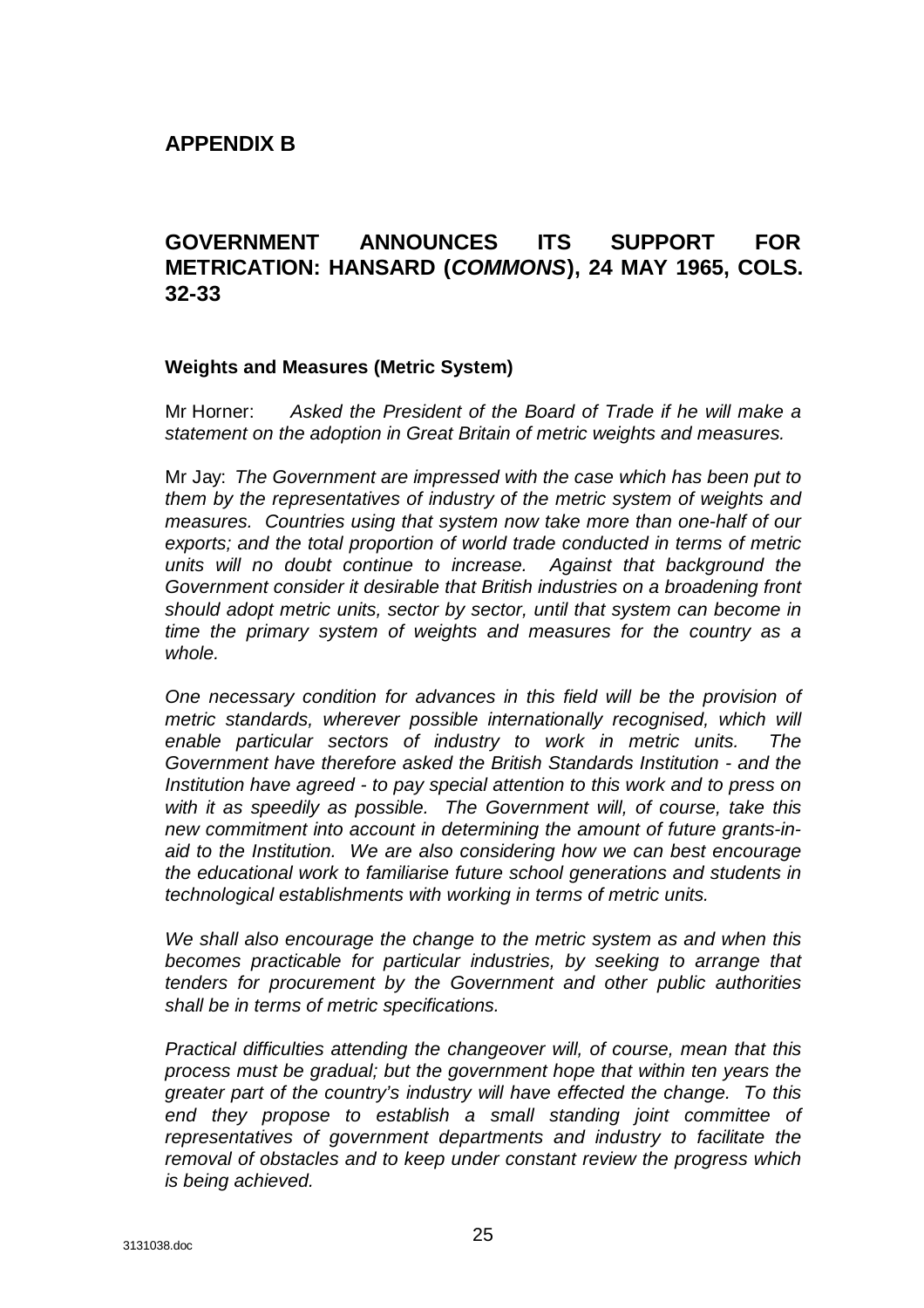## APPENDIX B

## GOVERNMENT ANNOUNCES ITS SUPPORT FOR METRICATION: HANSARD (*COMMONS*), 24 MAY 1965, COLS. 32-33

### Weights and Measures (Metric System)

Mr Horner: *Asked the President of the Board of Trade if he will make a statement on the adoption in Great Britain of metric weights and measures.*

Mr Jay: *The Government are impressed with the case which has been put to them by the representatives of industry of the metric system of weights and measures. Countries using that system now take more than one-half of our exports; and the total proportion of world trade conducted in terms of metric units will no doubt continue to increase. Against that background the Government consider it desirable that British industries on a broadening front should adopt metric units, sector by sector, until that system can become in time the primary system of weights and measures for the country as a whole.*

*One necessary condition for advances in this field will be the provision of metric standards, wherever possible internationally recognised, which will enable particular sectors of industry to work in metric units. The Government have therefore asked the British Standards Institution - and the Institution have agreed - to pay special attention to this work and to press on with it as speedily as possible. The Government will, of course, take this new commitment into account in determining the amount of future grants-in-aid to the Institution. We are also considering how we can best encourage the educational work to familiarise future school generations and students in technological establishments with working in terms of metric units.*

*We shall also encourage the change to the metric system as and when this becomes practicable for particular industries, by seeking to arrange that tenders for procurement by the Government and other public authorities shall be in terms of metric specifications.*

*Practical difficulties attending the changeover will, of course, mean that this process must be gradual; but the government hope that within ten years the greater part of the country's industry will have effected the change. To this end they propose to establish a small standing joint committee of representatives of government departments and industry to facilitate the removal of obstacles and to keep under constant review the progress which is being achieved.*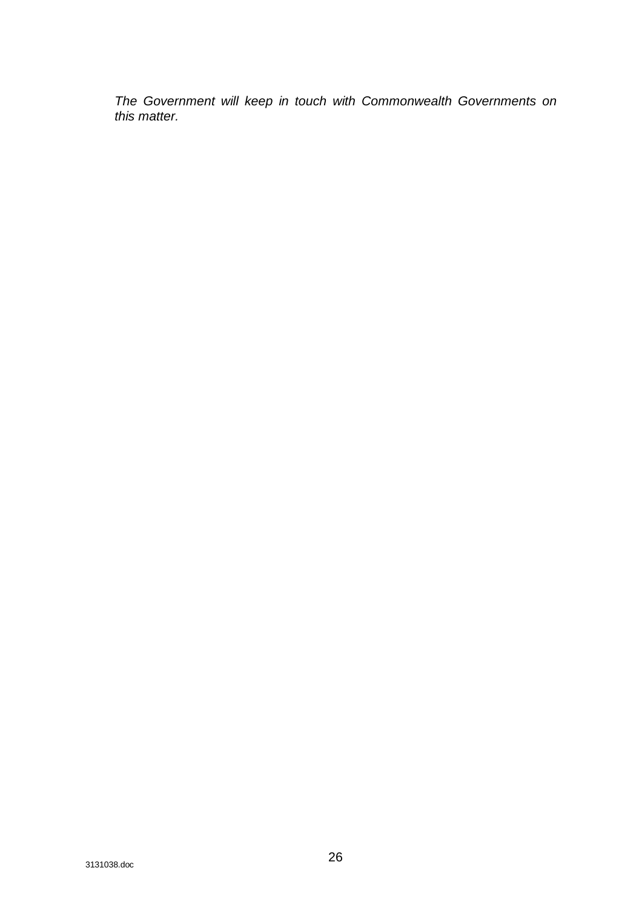*The Government will keep in touch with Commonwealth Governments on this matter.*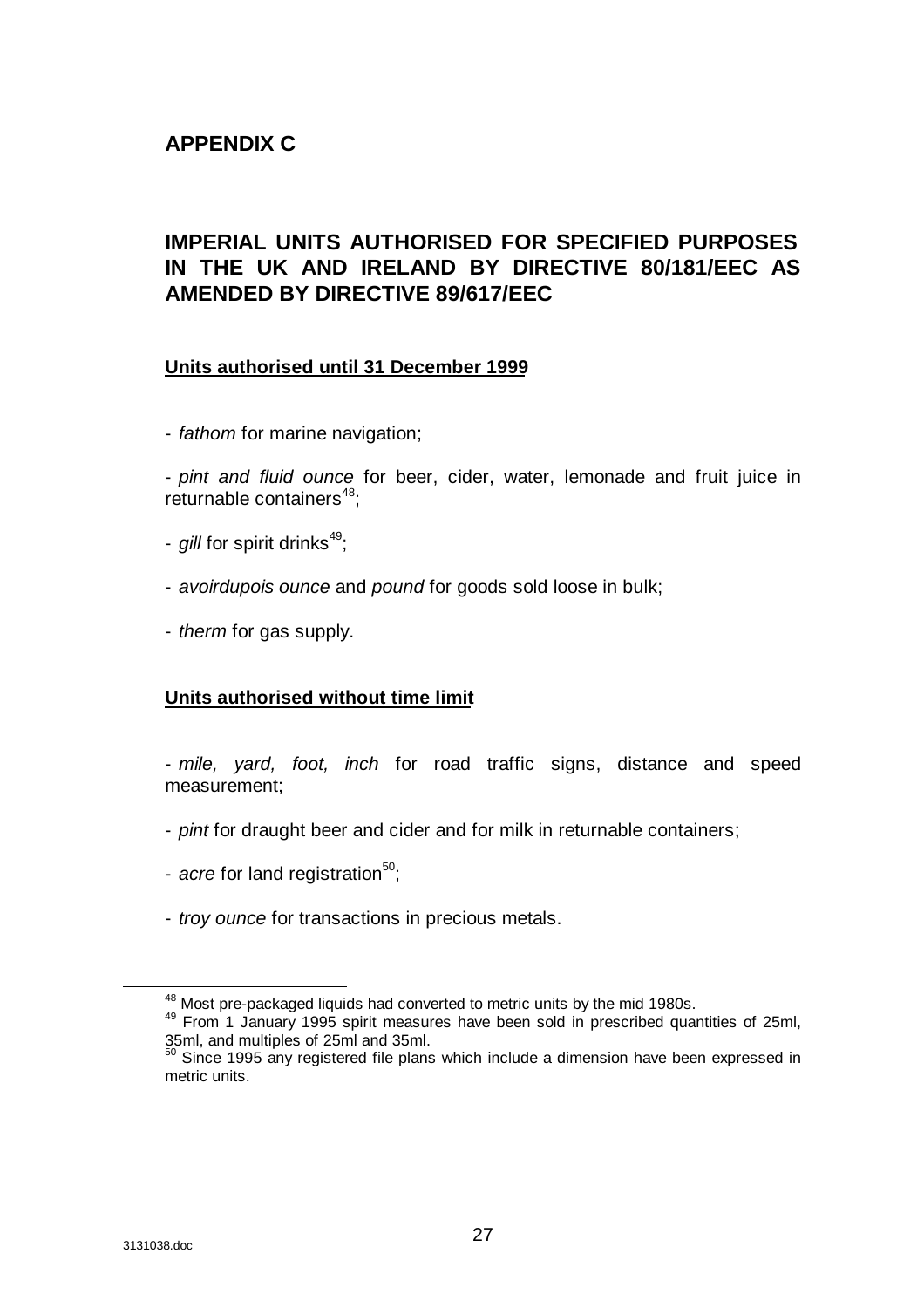# APPENDIX C

## IMPERIAL UNITS AUTHORISED FOR SPECIFIED PURPOSES IN THE UK AND IRELAND BY DIRECTIVE 80/181/EEC AS AMENDED BY DIRECTIVE 89/617/EEC

**Units authorised until 31 December 1999**

- *fathom* for marine navigation;
- *pint and fluid ounce* for beer, cider, water, lemonade and fruit juice in returnable containers[48];
- *gill* for spirit drinks[49];
- *avoirdupois ounce* and *pound* for goods sold loose in bulk;
- *therm* for gas supply.

**Units authorised without time limit**

- *mile, yard, foot, inch* for road traffic signs, distance and speed measurement;
- *pint* for draught beer and cider and for milk in returnable containers;
- *acre* for land registration[50];
- *troy ounce* for transactions in precious metals.

---

[48] Most pre-packaged liquids had converted to metric units by the mid 1980s.

[49] From 1 January 1995 spirit measures have been sold in prescribed quantities of 25ml, 35ml, and multiples of 25ml and 35ml.

[50] Since 1995 any registered file plans which include a dimension have been expressed in metric units.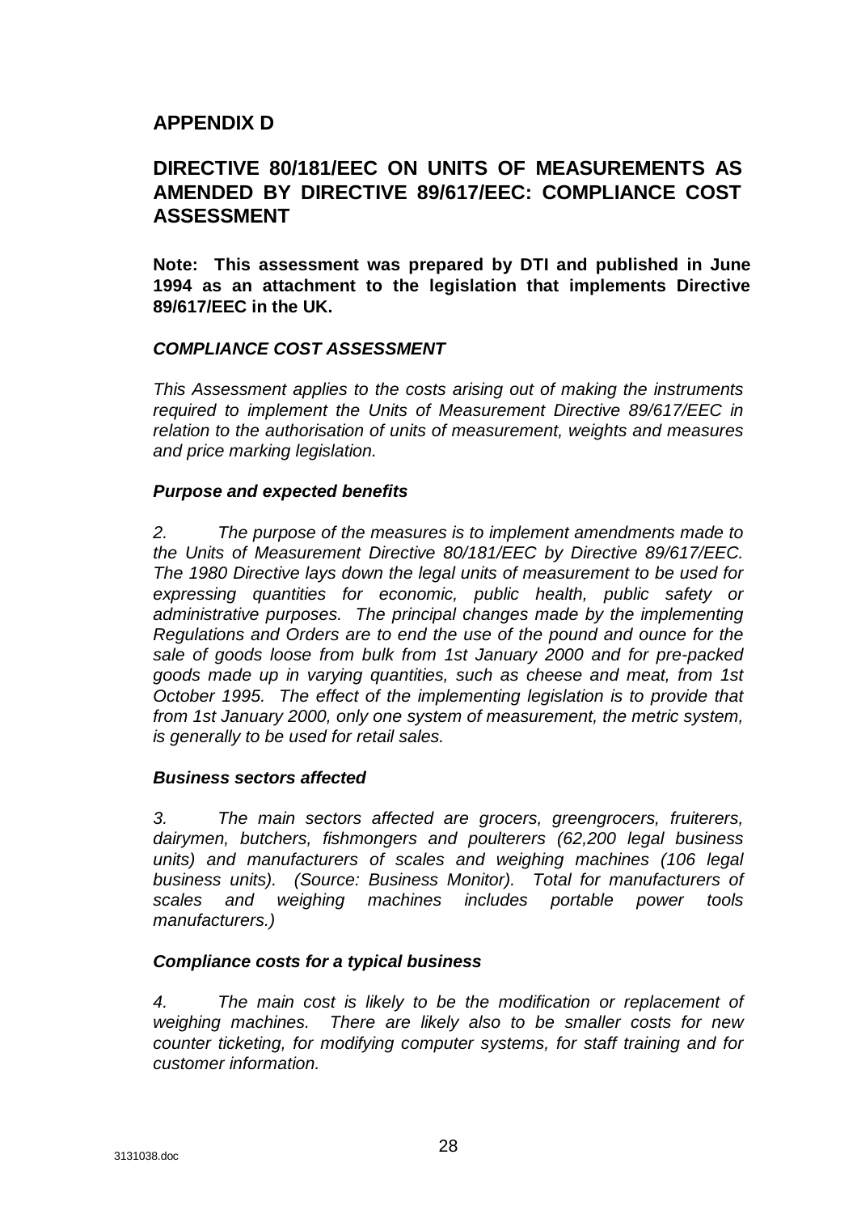## APPENDIX D

## DIRECTIVE 80/181/EEC ON UNITS OF MEASUREMENTS AS AMENDED BY DIRECTIVE 89/617/EEC: COMPLIANCE COST ASSESSMENT

**Note: This assessment was prepared by DTI and published in June 1994 as an attachment to the legislation that implements Directive 89/617/EEC in the UK.**

### *COMPLIANCE COST ASSESSMENT*

*This Assessment applies to the costs arising out of making the instruments required to implement the Units of Measurement Directive 89/617/EEC in relation to the authorisation of units of measurement, weights and measures and price marking legislation.*

#### *Purpose and expected benefits*

*2. The purpose of the measures is to implement amendments made to the Units of Measurement Directive 80/181/EEC by Directive 89/617/EEC. The 1980 Directive lays down the legal units of measurement to be used for expressing quantities for economic, public health, public safety or administrative purposes. The principal changes made by the implementing Regulations and Orders are to end the use of the pound and ounce for the sale of goods loose from bulk from 1st January 2000 and for pre-packed goods made up in varying quantities, such as cheese and meat, from 1st October 1995. The effect of the implementing legislation is to provide that from 1st January 2000, only one system of measurement, the metric system, is generally to be used for retail sales.*

#### *Business sectors affected*

*3. The main sectors affected are grocers, greengrocers, fruiterers, dairymen, butchers, fishmongers and poulterers (62,200 legal business units) and manufacturers of scales and weighing machines (106 legal business units). (Source: Business Monitor). Total for manufacturers of scales and weighing machines includes portable power tools manufacturers.)*

#### *Compliance costs for a typical business*

*4. The main cost is likely to be the modification or replacement of weighing machines. There are likely also to be smaller costs for new counter ticketing, for modifying computer systems, for staff training and for customer information.*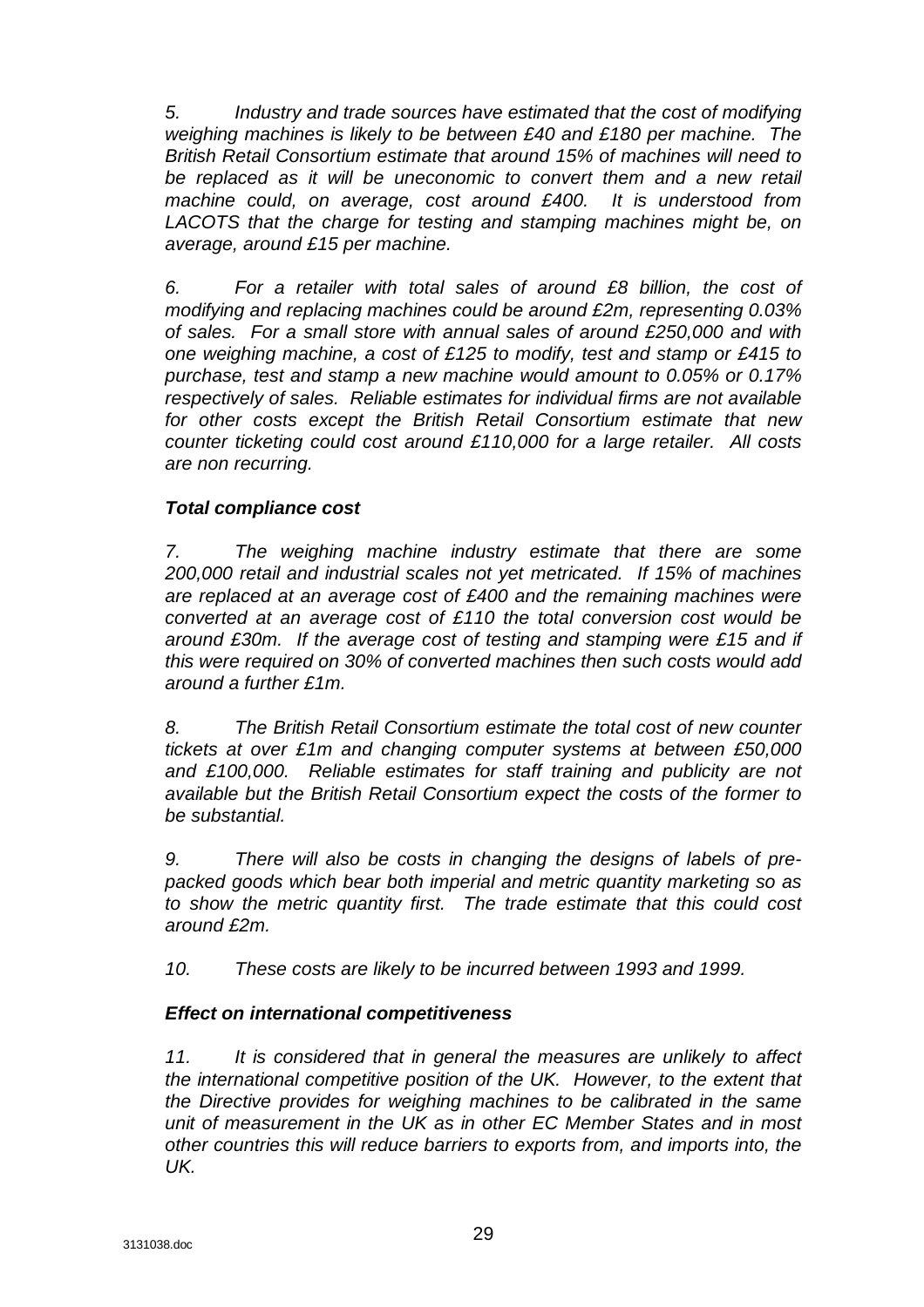*5. Industry and trade sources have estimated that the cost of modifying weighing machines is likely to be between £40 and £180 per machine. The British Retail Consortium estimate that around 15% of machines will need to be replaced as it will be uneconomic to convert them and a new retail machine could, on average, cost around £400. It is understood from LACOTS that the charge for testing and stamping machines might be, on average, around £15 per machine.*

*6. For a retailer with total sales of around £8 billion, the cost of modifying and replacing machines could be around £2m, representing 0.03% of sales. For a small store with annual sales of around £250,000 and with one weighing machine, a cost of £125 to modify, test and stamp or £415 to purchase, test and stamp a new machine would amount to 0.05% or 0.17% respectively of sales. Reliable estimates for individual firms are not available for other costs except the British Retail Consortium estimate that new counter ticketing could cost around £110,000 for a large retailer. All costs are non recurring.*

### ***Total compliance cost***

*7. The weighing machine industry estimate that there are some 200,000 retail and industrial scales not yet metricated. If 15% of machines are replaced at an average cost of £400 and the remaining machines were converted at an average cost of £110 the total conversion cost would be around £30m. If the average cost of testing and stamping were £15 and if this were required on 30% of converted machines then such costs would add around a further £1m.*

*8. The British Retail Consortium estimate the total cost of new counter tickets at over £1m and changing computer systems at between £50,000 and £100,000. Reliable estimates for staff training and publicity are not available but the British Retail Consortium expect the costs of the former to be substantial.*

*9. There will also be costs in changing the designs of labels of pre-packed goods which bear both imperial and metric quantity marketing so as to show the metric quantity first. The trade estimate that this could cost around £2m.*

*10. These costs are likely to be incurred between 1993 and 1999.*

### ***Effect on international competitiveness***

*11. It is considered that in general the measures are unlikely to affect the international competitive position of the UK. However, to the extent that the Directive provides for weighing machines to be calibrated in the same unit of measurement in the UK as in other EC Member States and in most other countries this will reduce barriers to exports from, and imports into, the UK.*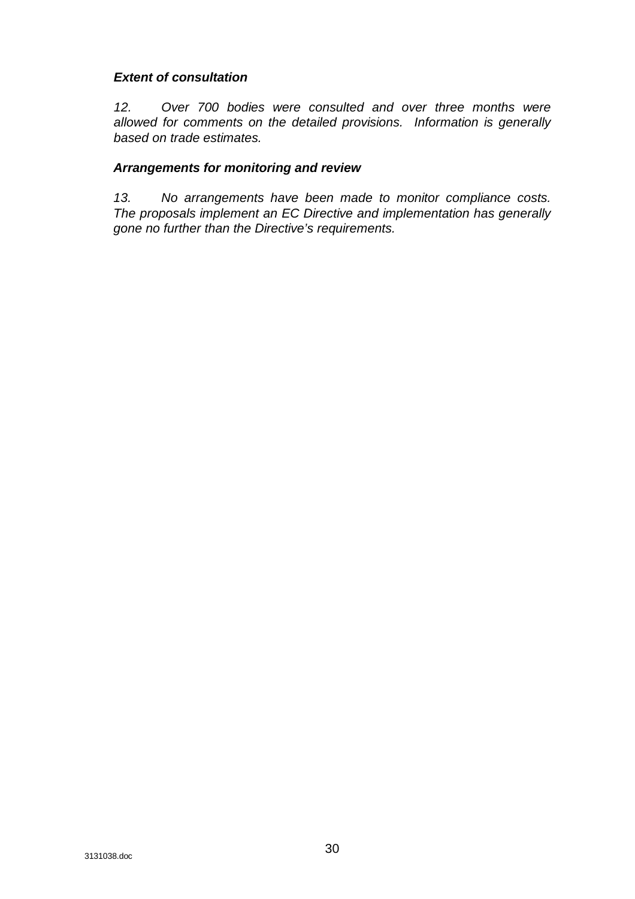***Extent of consultation***

*12. Over 700 bodies were consulted and over three months were allowed for comments on the detailed provisions. Information is generally based on trade estimates.*

***Arrangements for monitoring and review***

*13. No arrangements have been made to monitor compliance costs. The proposals implement an EC Directive and implementation has generally gone no further than the Directive's requirements.*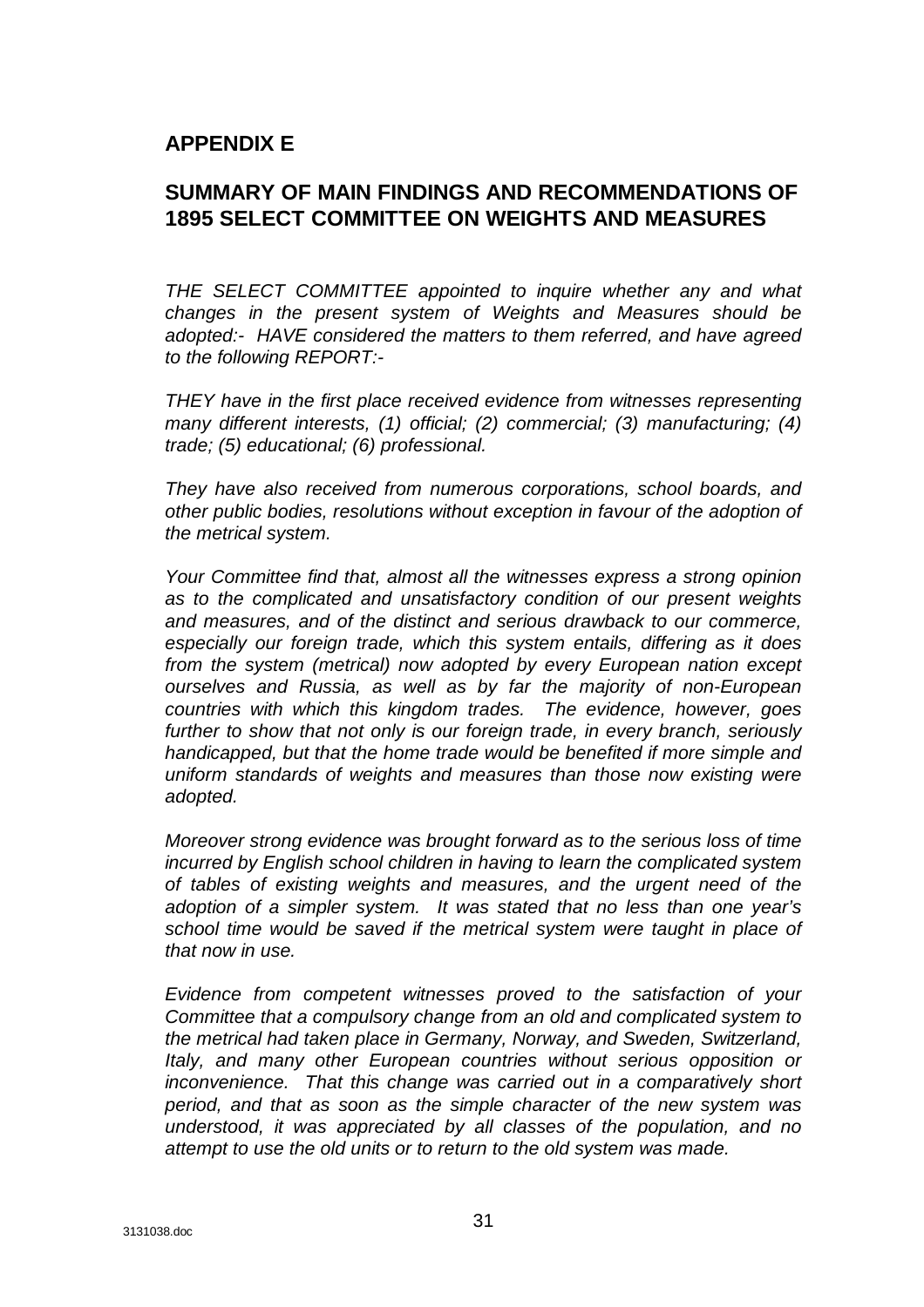## APPENDIX E

## SUMMARY OF MAIN FINDINGS AND RECOMMENDATIONS OF 1895 SELECT COMMITTEE ON WEIGHTS AND MEASURES

*THE SELECT COMMITTEE appointed to inquire whether any and what changes in the present system of Weights and Measures should be adopted:- HAVE considered the matters to them referred, and have agreed to the following REPORT:-*

*THEY have in the first place received evidence from witnesses representing many different interests, (1) official; (2) commercial; (3) manufacturing; (4) trade; (5) educational; (6) professional.*

*They have also received from numerous corporations, school boards, and other public bodies, resolutions without exception in favour of the adoption of the metrical system.*

*Your Committee find that, almost all the witnesses express a strong opinion as to the complicated and unsatisfactory condition of our present weights and measures, and of the distinct and serious drawback to our commerce, especially our foreign trade, which this system entails, differing as it does from the system (metrical) now adopted by every European nation except ourselves and Russia, as well as by far the majority of non-European countries with which this kingdom trades. The evidence, however, goes further to show that not only is our foreign trade, in every branch, seriously handicapped, but that the home trade would be benefited if more simple and uniform standards of weights and measures than those now existing were adopted.*

*Moreover strong evidence was brought forward as to the serious loss of time incurred by English school children in having to learn the complicated system of tables of existing weights and measures, and the urgent need of the adoption of a simpler system. It was stated that no less than one year's school time would be saved if the metrical system were taught in place of that now in use.*

*Evidence from competent witnesses proved to the satisfaction of your Committee that a compulsory change from an old and complicated system to the metrical had taken place in Germany, Norway, and Sweden, Switzerland, Italy, and many other European countries without serious opposition or inconvenience. That this change was carried out in a comparatively short period, and that as soon as the simple character of the new system was understood, it was appreciated by all classes of the population, and no attempt to use the old units or to return to the old system was made.*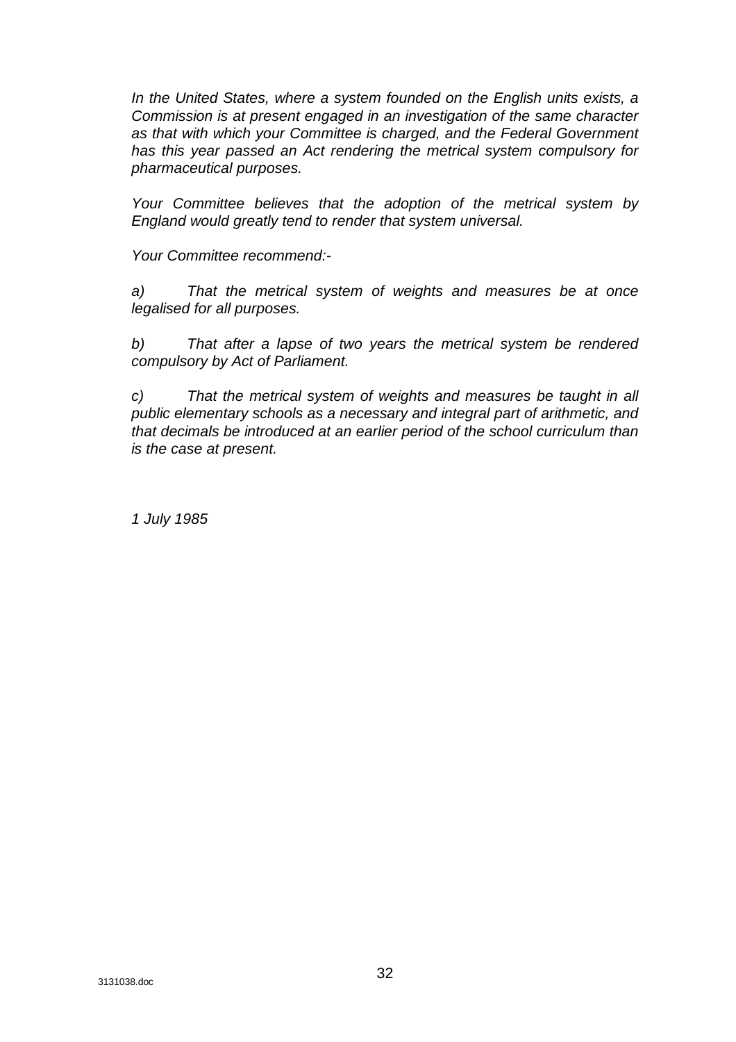*In the United States, where a system founded on the English units exists, a Commission is at present engaged in an investigation of the same character as that with which your Committee is charged, and the Federal Government has this year passed an Act rendering the metrical system compulsory for pharmaceutical purposes.*

*Your Committee believes that the adoption of the metrical system by England would greatly tend to render that system universal.*

*Your Committee recommend:-*

*a) That the metrical system of weights and measures be at once legalised for all purposes.*

*b) That after a lapse of two years the metrical system be rendered compulsory by Act of Parliament.*

*c) That the metrical system of weights and measures be taught in all public elementary schools as a necessary and integral part of arithmetic, and that decimals be introduced at an earlier period of the school curriculum than is the case at present.*

*1 July 1985*